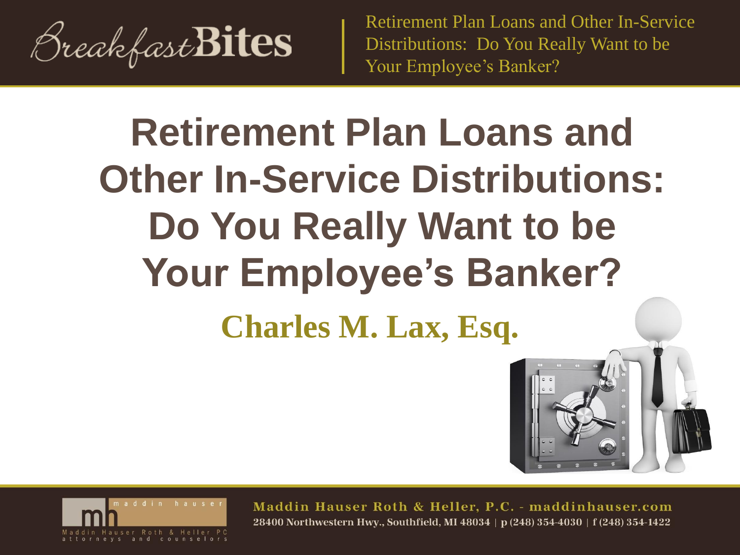# Retirement Plan Loans and Other In-Service Distributions: Do You Really Want to be Your Employee's Banker?

**Charles M. Lax, Esq.**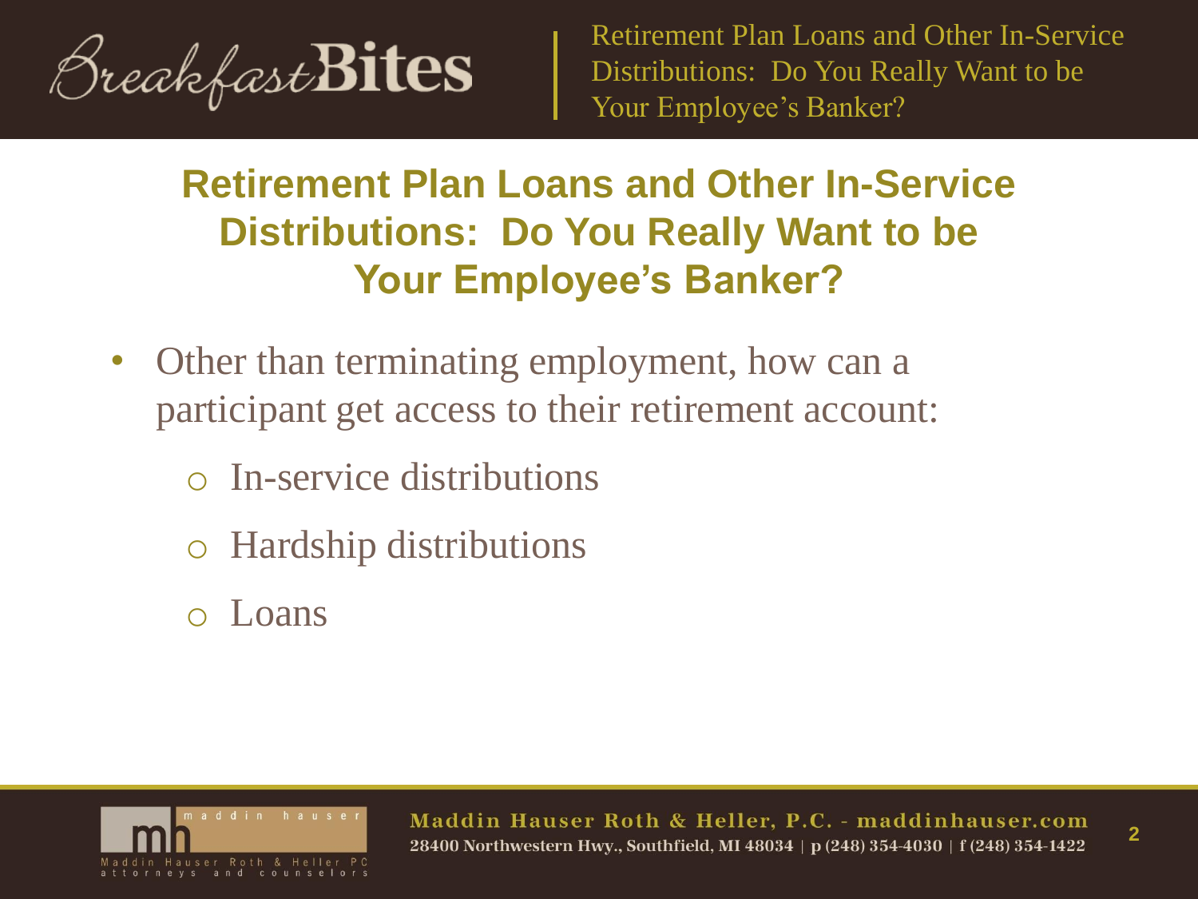## Retirement Plan Loans and Other In-Service Distributions: Do You Really Want to be Your Employee's Banker?

- Other than terminating employment, how can a participant get access to their retirement account:
  - In-service distributions
  - Hardship distributions
  - Loans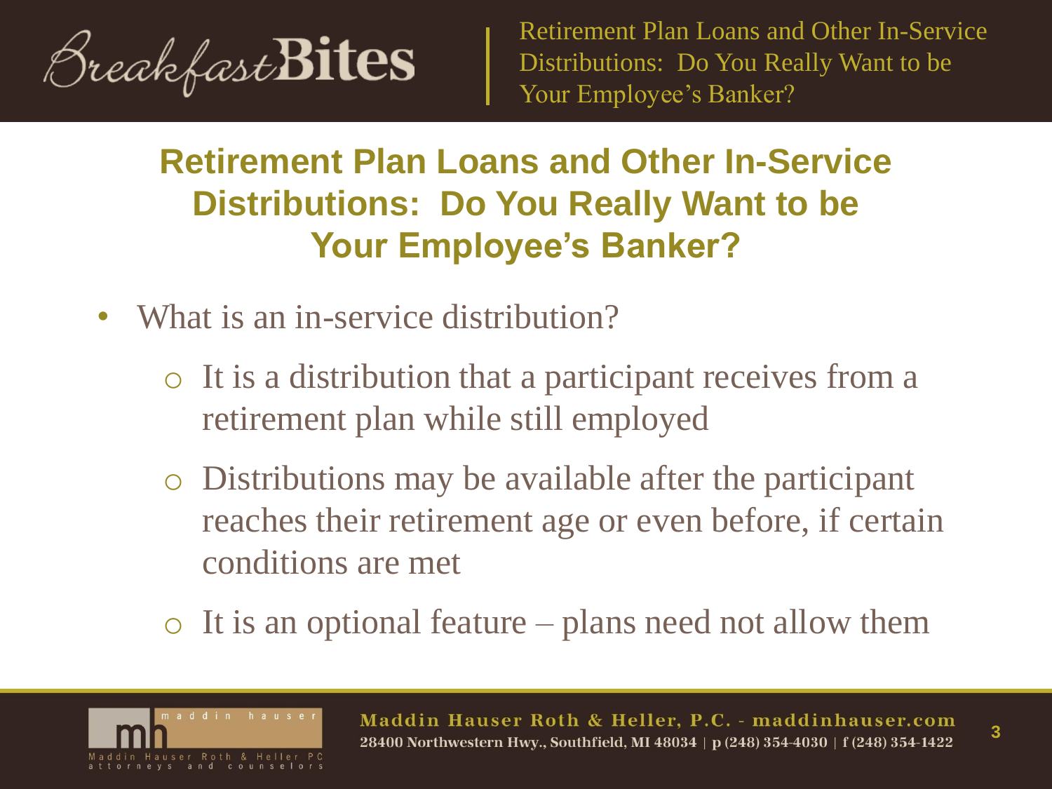## Retirement Plan Loans and Other In-Service Distributions: Do You Really Want to be Your Employee's Banker?

- What is an in-service distribution?
  - It is a distribution that a participant receives from a retirement plan while still employed
  - Distributions may be available after the participant reaches their retirement age or even before, if certain conditions are met
  - It is an optional feature – plans need not allow them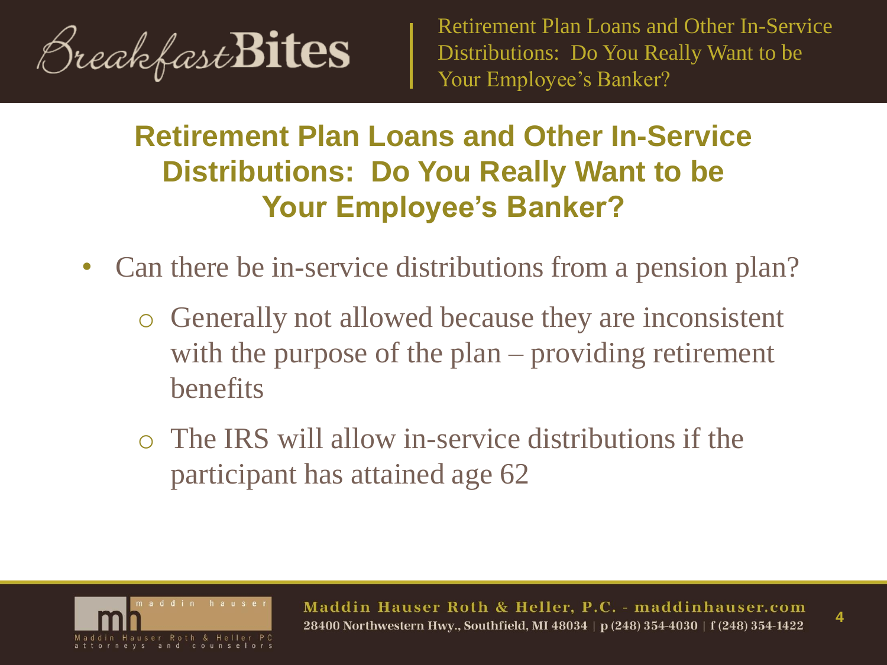## Retirement Plan Loans and Other In-Service Distributions: Do You Really Want to be Your Employee's Banker?

- Can there be in-service distributions from a pension plan?
  - Generally not allowed because they are inconsistent with the purpose of the plan – providing retirement benefits
  - The IRS will allow in-service distributions if the participant has attained age 62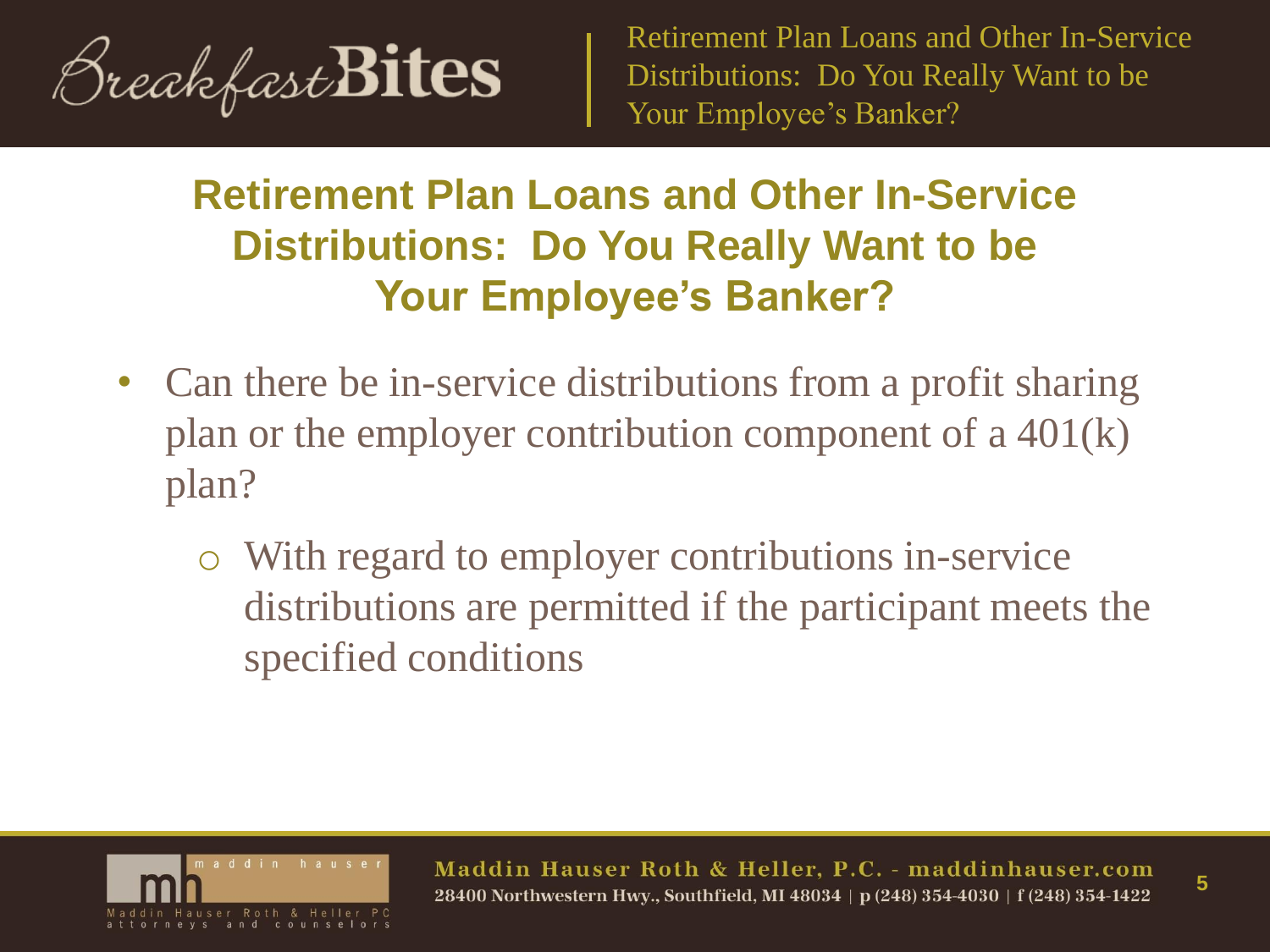## Retirement Plan Loans and Other In-Service Distributions: Do You Really Want to be Your Employee's Banker?

- Can there be in-service distributions from a profit sharing plan or the employer contribution component of a 401(k) plan?
  - With regard to employer contributions in-service distributions are permitted if the participant meets the specified conditions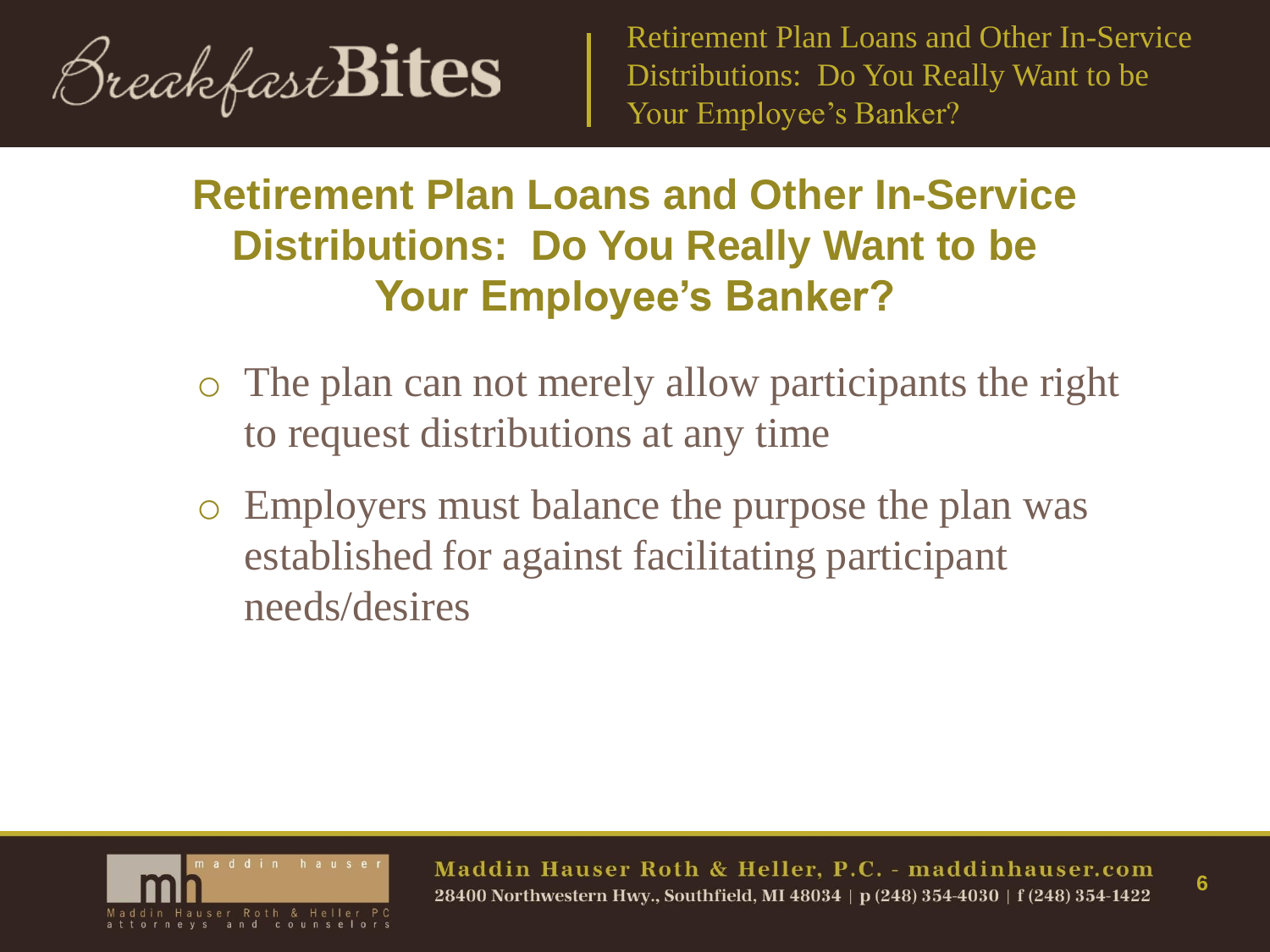## Retirement Plan Loans and Other In-Service Distributions: Do You Really Want to be Your Employee's Banker?

- The plan can not merely allow participants the right to request distributions at any time
- Employers must balance the purpose the plan was established for against facilitating participant needs/desires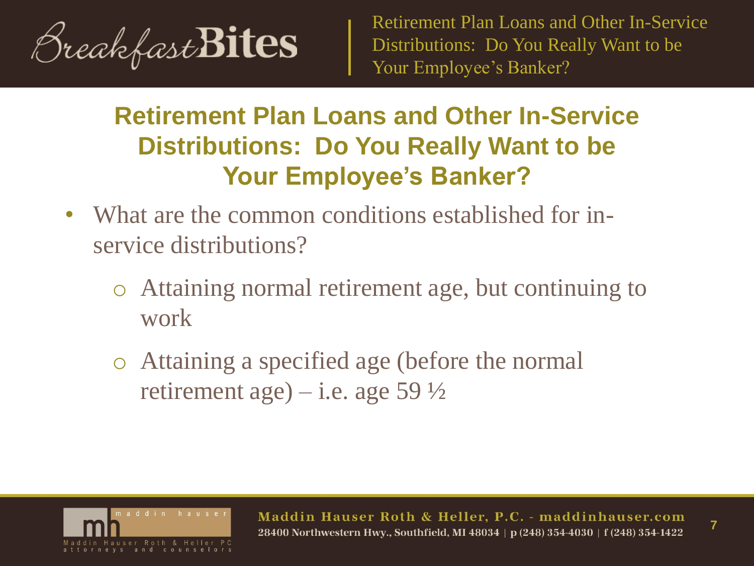## Retirement Plan Loans and Other In-Service Distributions: Do You Really Want to be Your Employee's Banker?

- What are the common conditions established for in-service distributions?
  - Attaining normal retirement age, but continuing to work
  - Attaining a specified age (before the normal retirement age) – i.e. age 59 ½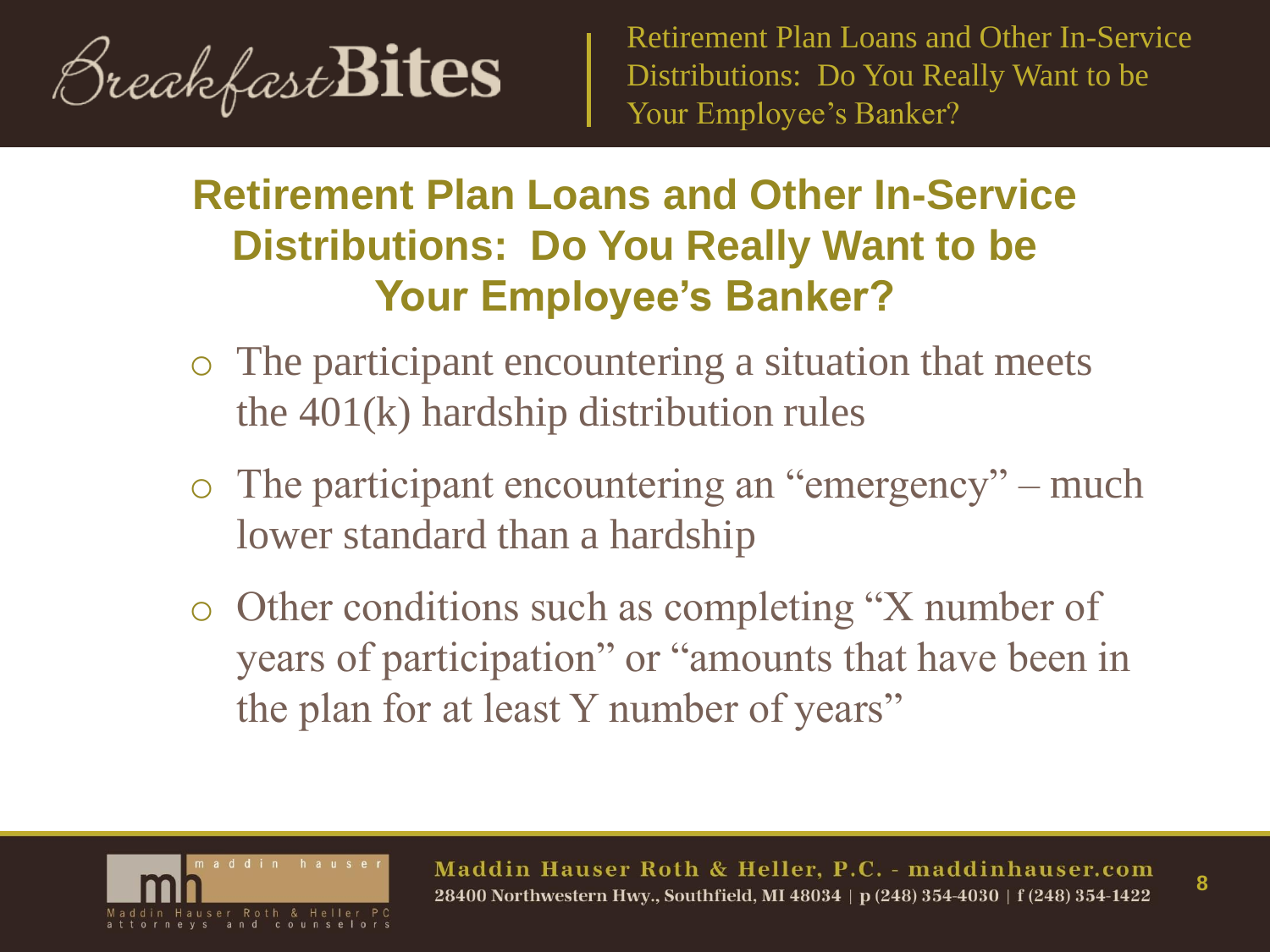## Retirement Plan Loans and Other In-Service Distributions: Do You Really Want to be Your Employee's Banker?

- The participant encountering a situation that meets the 401(k) hardship distribution rules
- The participant encountering an "emergency" – much lower standard than a hardship
- Other conditions such as completing "X number of years of participation" or "amounts that have been in the plan for at least Y number of years"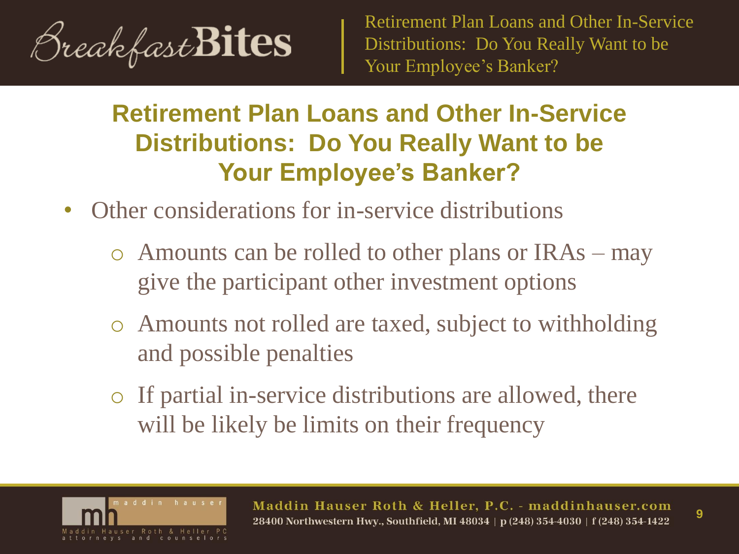## Retirement Plan Loans and Other In-Service Distributions: Do You Really Want to be Your Employee's Banker?

- Other considerations for in-service distributions
  - Amounts can be rolled to other plans or IRAs – may give the participant other investment options
  - Amounts not rolled are taxed, subject to withholding and possible penalties
  - If partial in-service distributions are allowed, there will be likely be limits on their frequency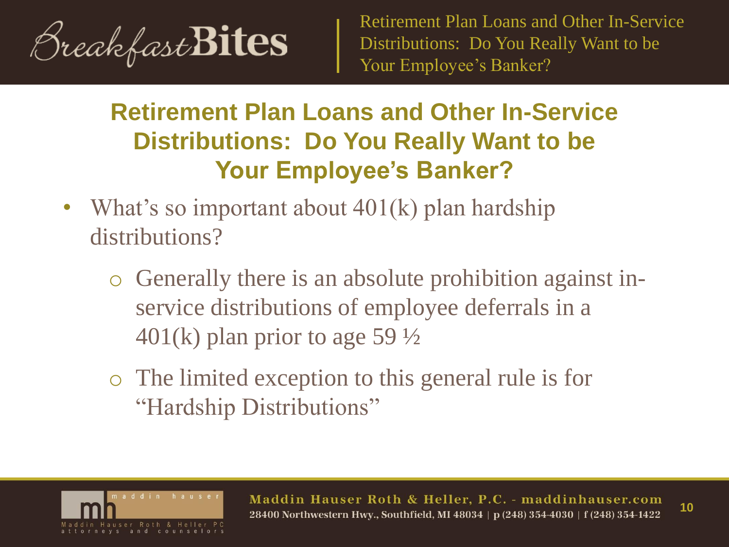## Retirement Plan Loans and Other In-Service Distributions: Do You Really Want to be Your Employee's Banker?

- What's so important about 401(k) plan hardship distributions?
  - Generally there is an absolute prohibition against in-service distributions of employee deferrals in a 401(k) plan prior to age 59 ½
  - The limited exception to this general rule is for "Hardship Distributions"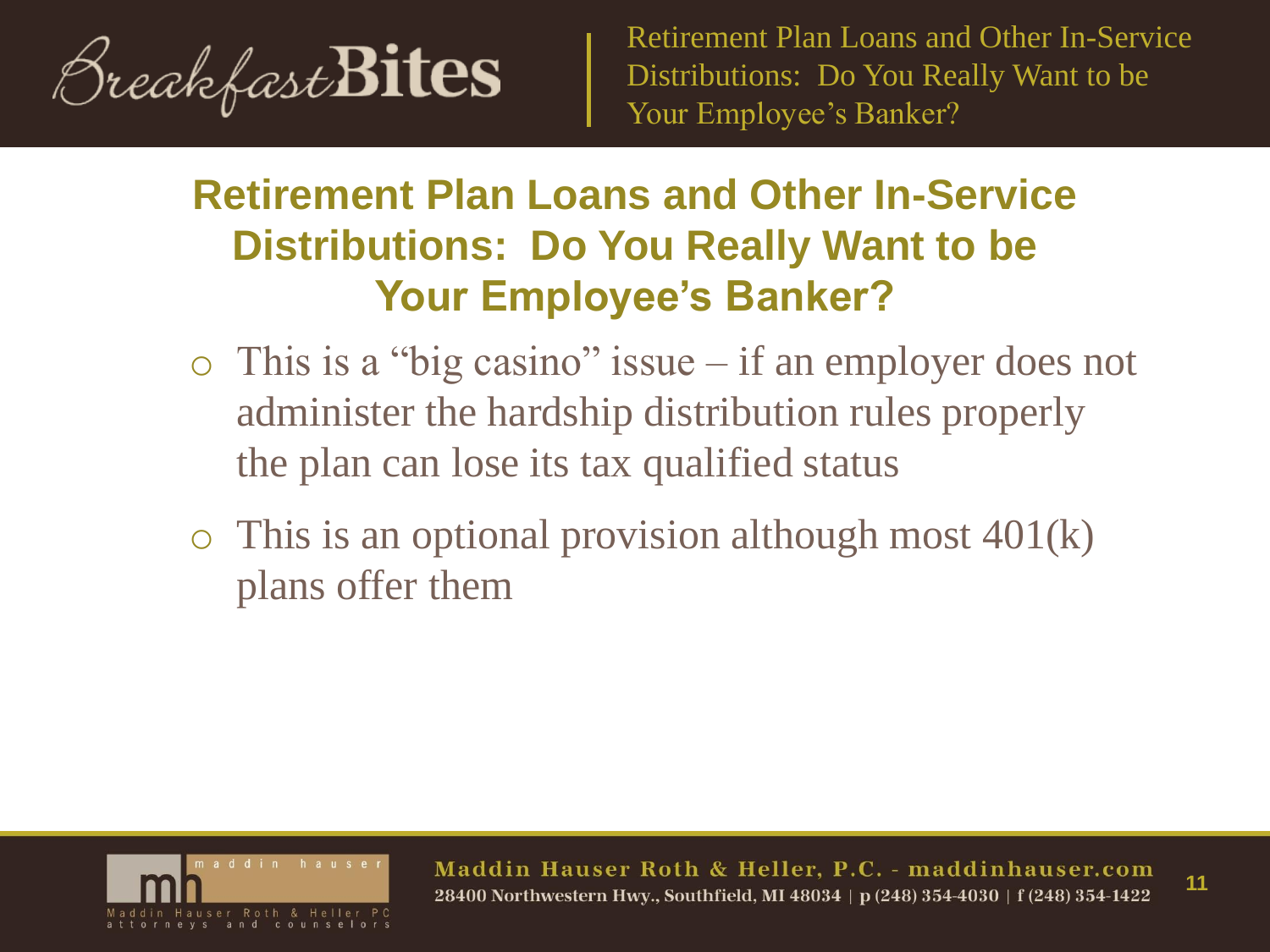## Retirement Plan Loans and Other In-Service Distributions: Do You Really Want to be Your Employee's Banker?

- This is a "big casino" issue – if an employer does not administer the hardship distribution rules properly the plan can lose its tax qualified status
- This is an optional provision although most 401(k) plans offer them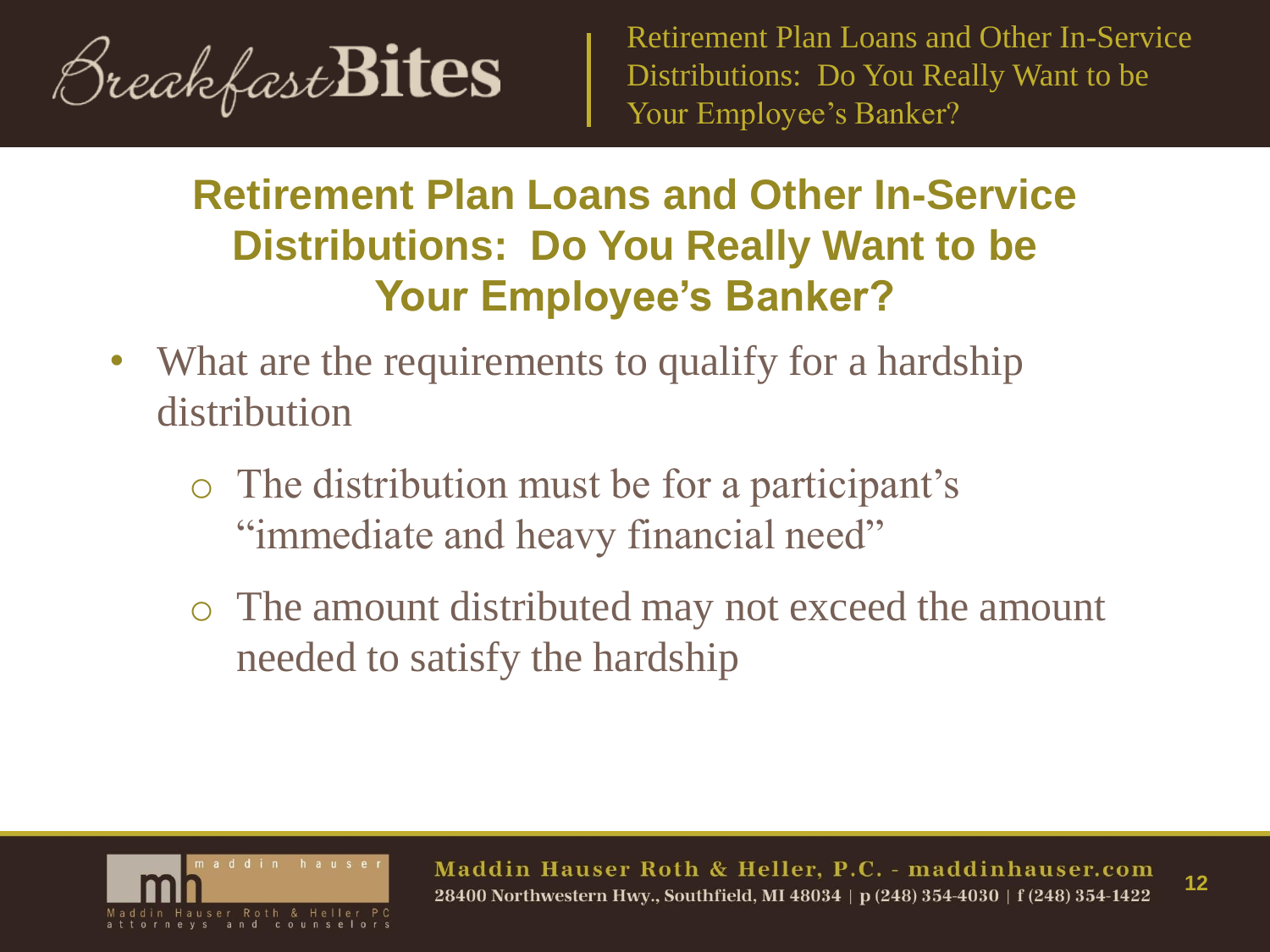## Retirement Plan Loans and Other In-Service Distributions: Do You Really Want to be Your Employee's Banker?

- What are the requirements to qualify for a hardship distribution
  - The distribution must be for a participant's "immediate and heavy financial need"
  - The amount distributed may not exceed the amount needed to satisfy the hardship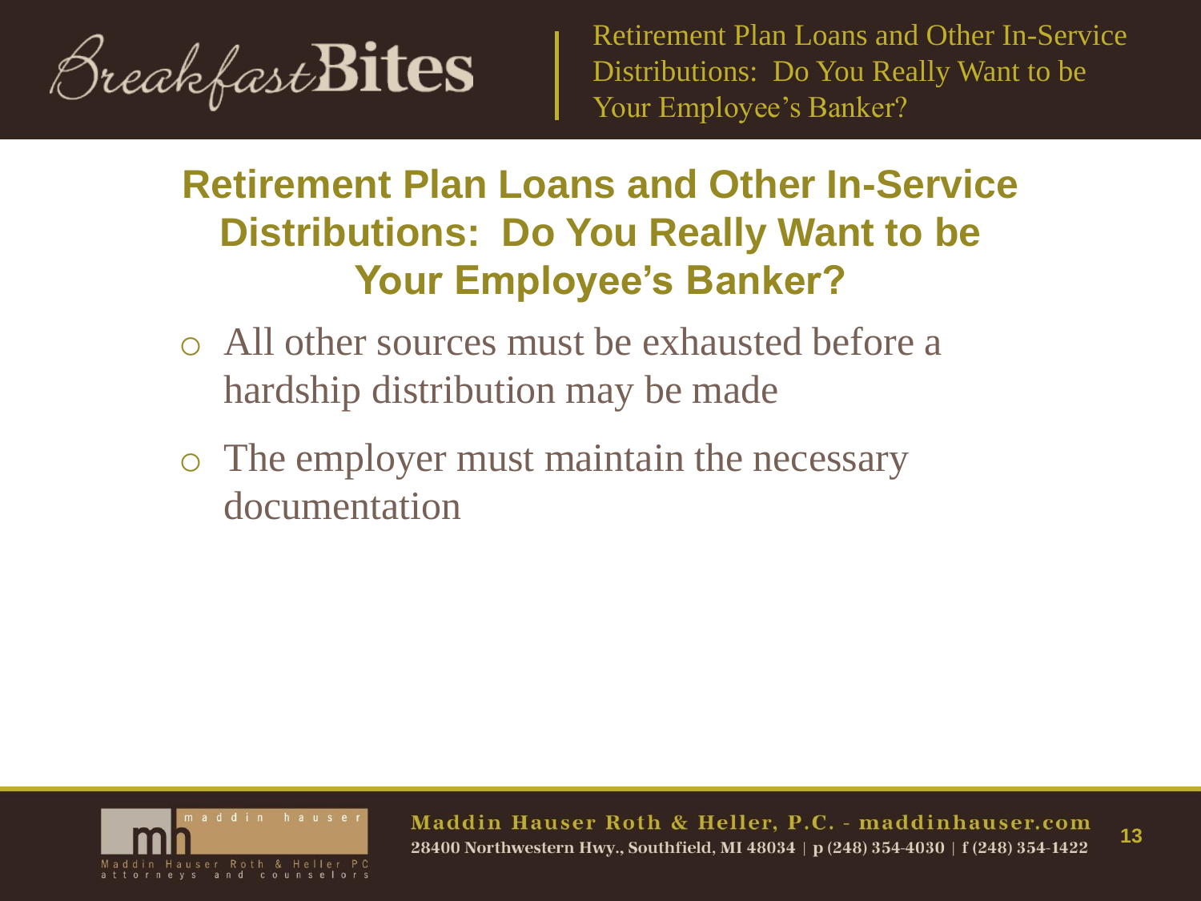## Retirement Plan Loans and Other In-Service Distributions: Do You Really Want to be Your Employee's Banker?

- All other sources must be exhausted before a hardship distribution may be made
- The employer must maintain the necessary documentation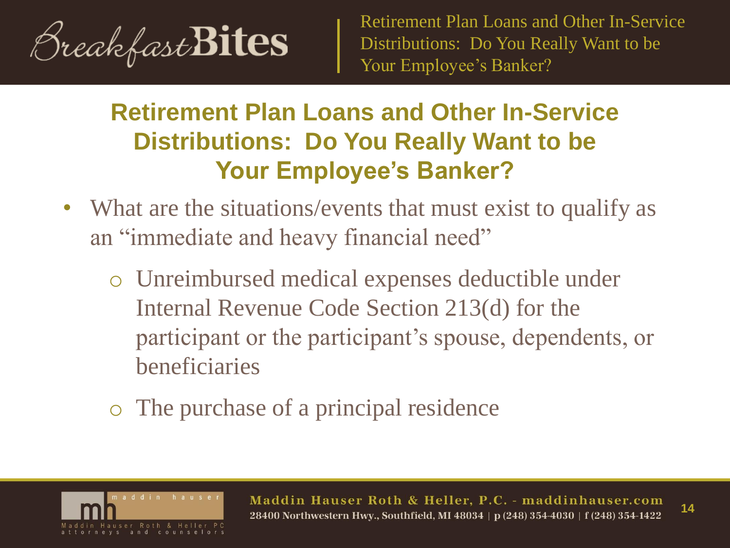## Retirement Plan Loans and Other In-Service Distributions: Do You Really Want to be Your Employee's Banker?

- What are the situations/events that must exist to qualify as an "immediate and heavy financial need"
  - Unreimbursed medical expenses deductible under Internal Revenue Code Section 213(d) for the participant or the participant's spouse, dependents, or beneficiaries
  - The purchase of a principal residence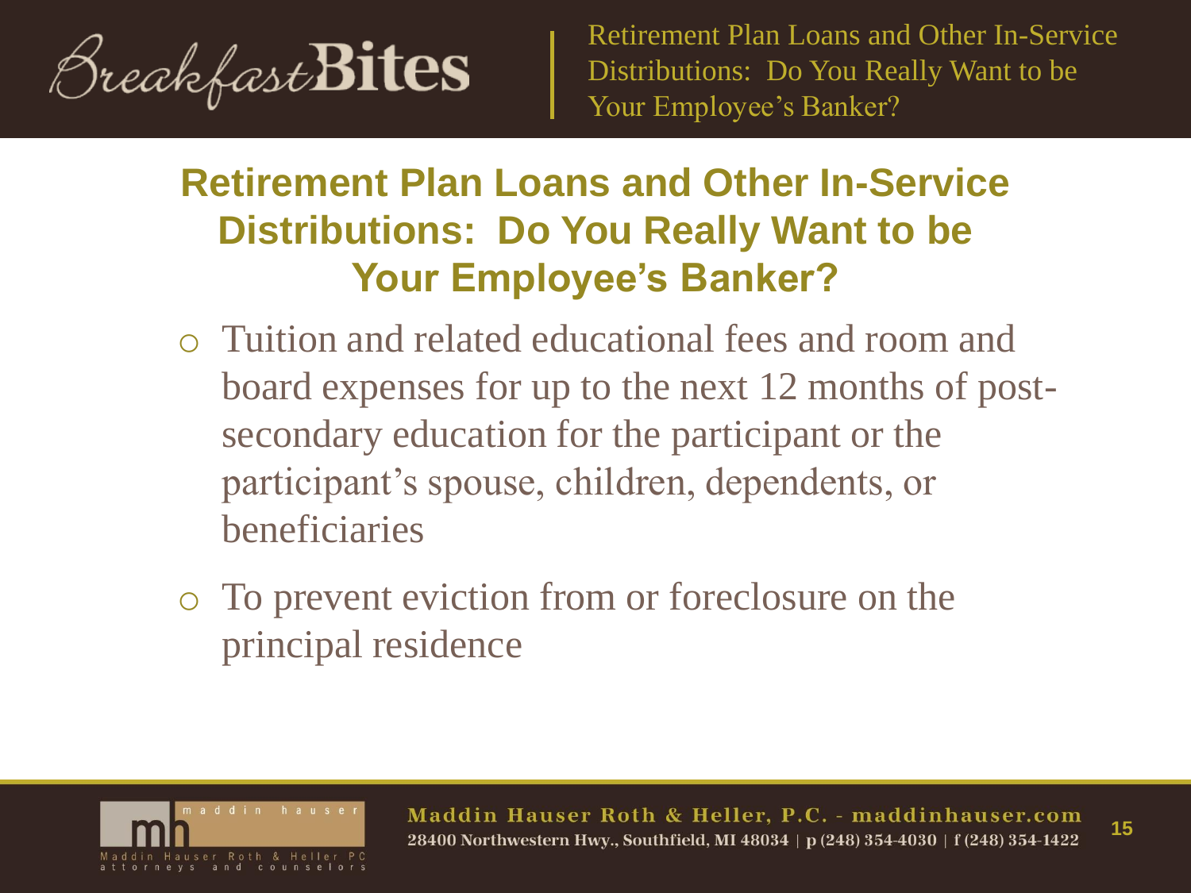## Retirement Plan Loans and Other In-Service Distributions: Do You Really Want to be Your Employee's Banker?

- Tuition and related educational fees and room and board expenses for up to the next 12 months of post-secondary education for the participant or the participant's spouse, children, dependents, or beneficiaries
- To prevent eviction from or foreclosure on the principal residence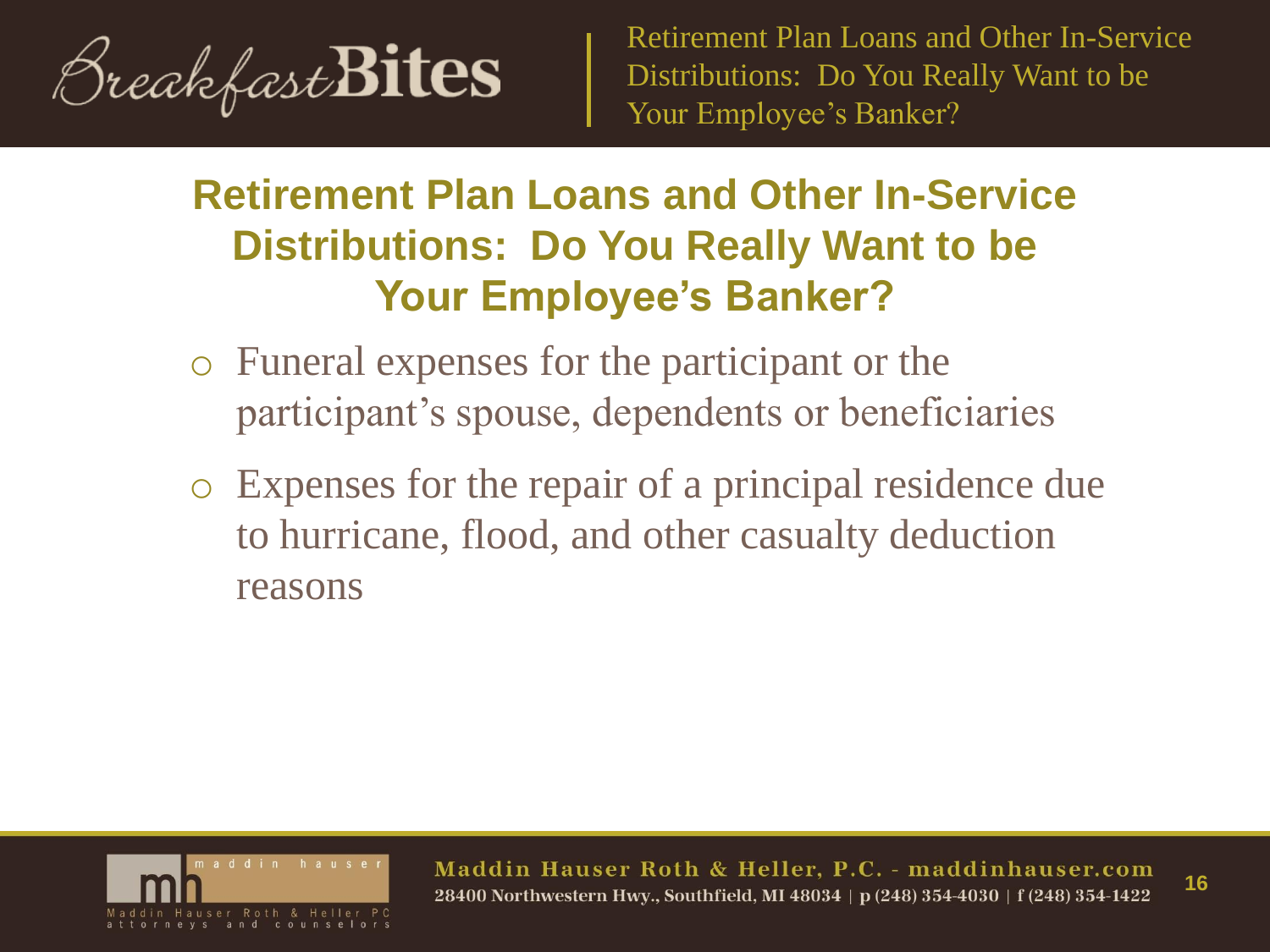## Retirement Plan Loans and Other In-Service Distributions: Do You Really Want to be Your Employee's Banker?

- Funeral expenses for the participant or the participant's spouse, dependents or beneficiaries
- Expenses for the repair of a principal residence due to hurricane, flood, and other casualty deduction reasons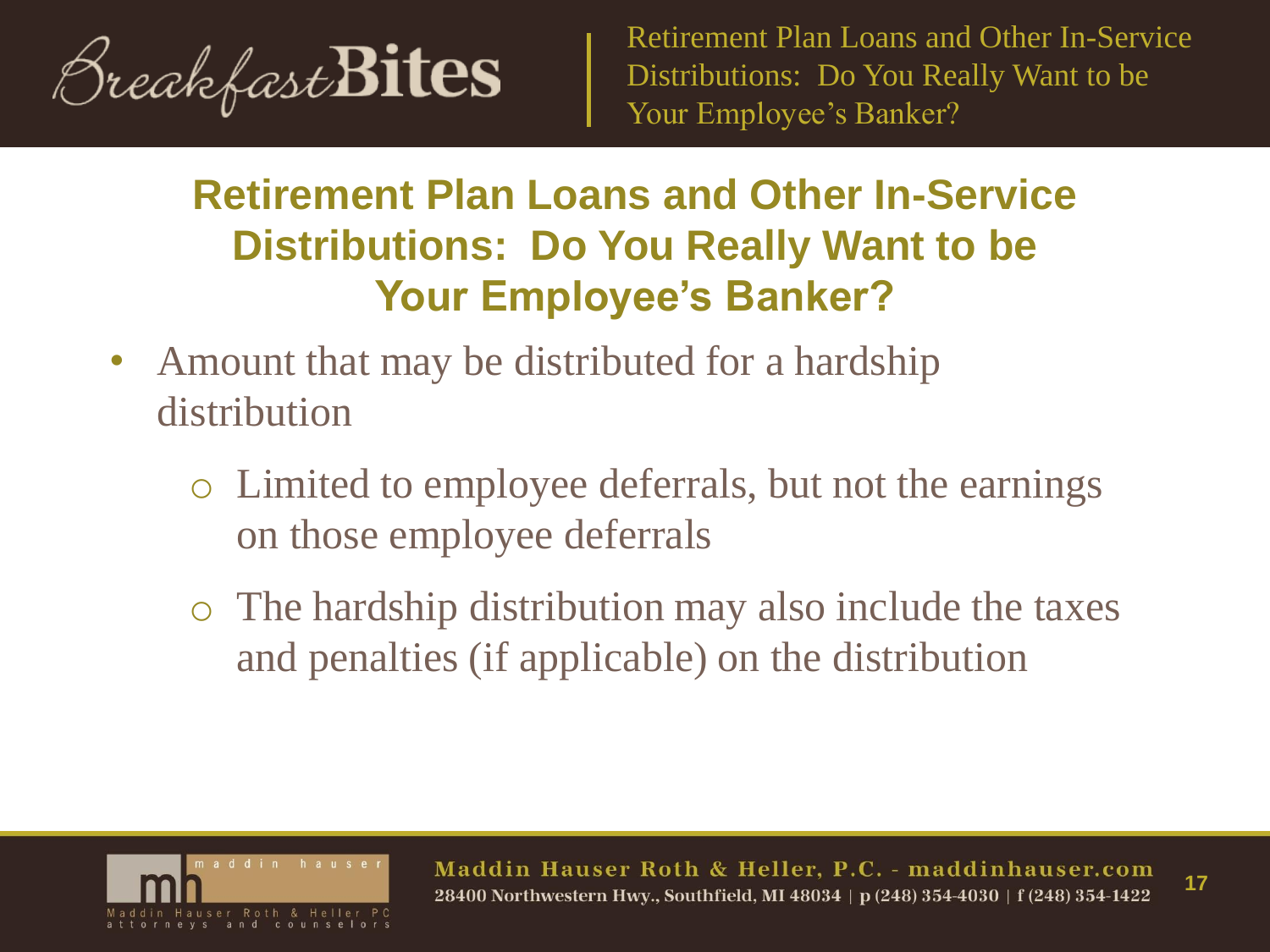## Retirement Plan Loans and Other In-Service Distributions: Do You Really Want to be Your Employee's Banker?

- Amount that may be distributed for a hardship distribution
  - Limited to employee deferrals, but not the earnings on those employee deferrals
  - The hardship distribution may also include the taxes and penalties (if applicable) on the distribution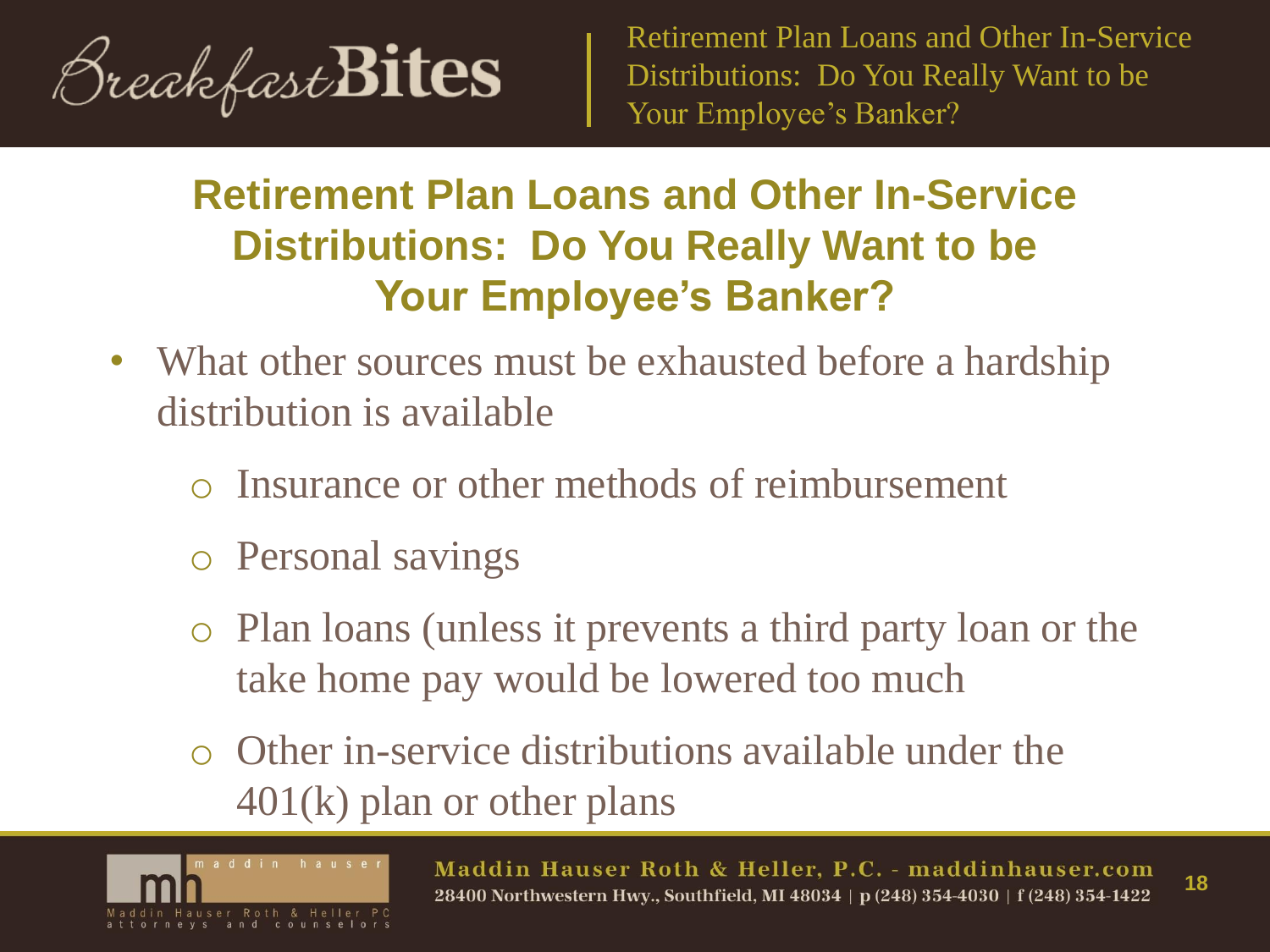## Retirement Plan Loans and Other In-Service Distributions: Do You Really Want to be Your Employee's Banker?

- What other sources must be exhausted before a hardship distribution is available
  - Insurance or other methods of reimbursement
  - Personal savings
  - Plan loans (unless it prevents a third party loan or the take home pay would be lowered too much
  - Other in-service distributions available under the 401(k) plan or other plans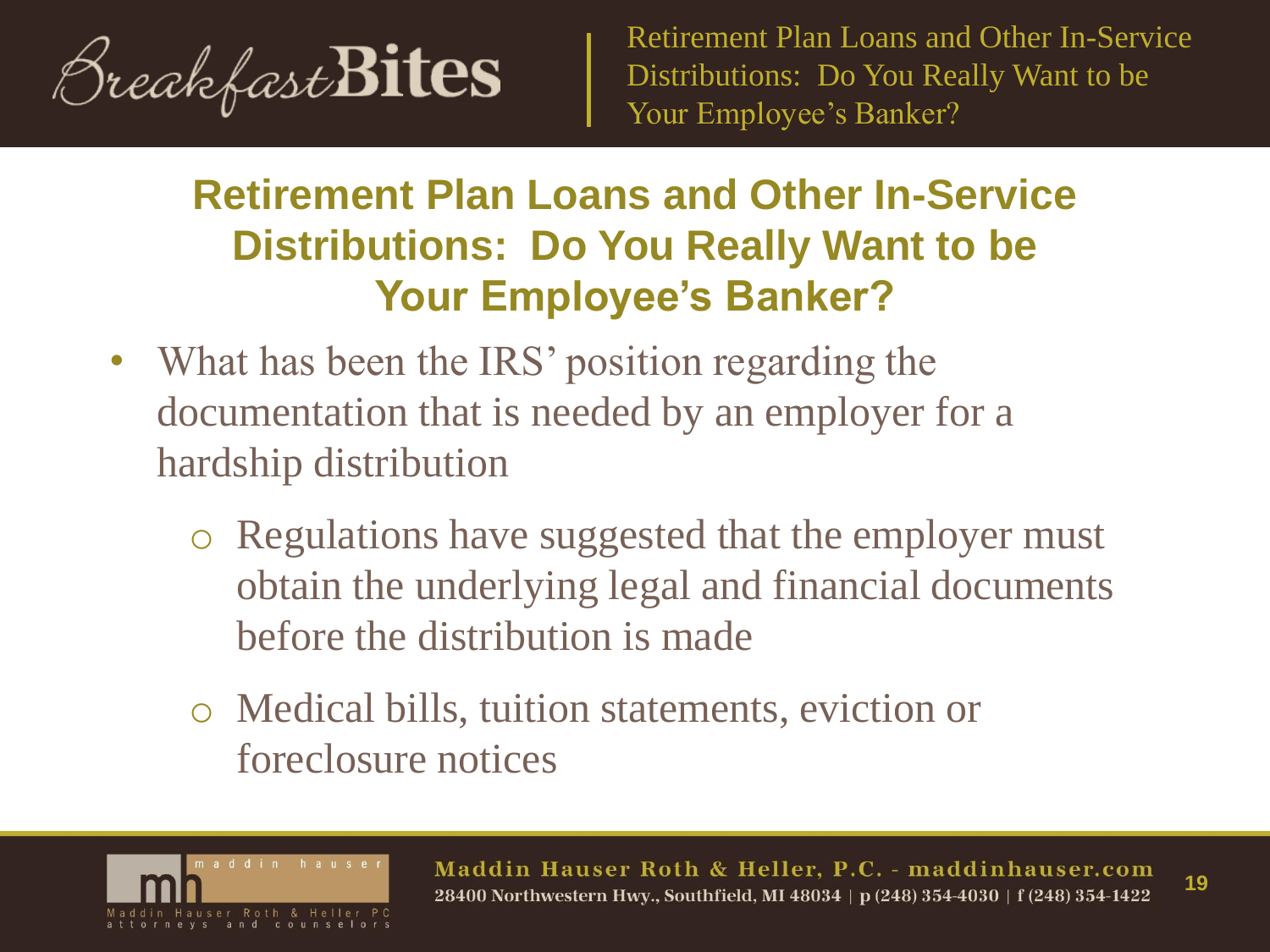## Retirement Plan Loans and Other In-Service Distributions: Do You Really Want to be Your Employee's Banker?

- What has been the IRS' position regarding the documentation that is needed by an employer for a hardship distribution
  - Regulations have suggested that the employer must obtain the underlying legal and financial documents before the distribution is made
  - Medical bills, tuition statements, eviction or foreclosure notices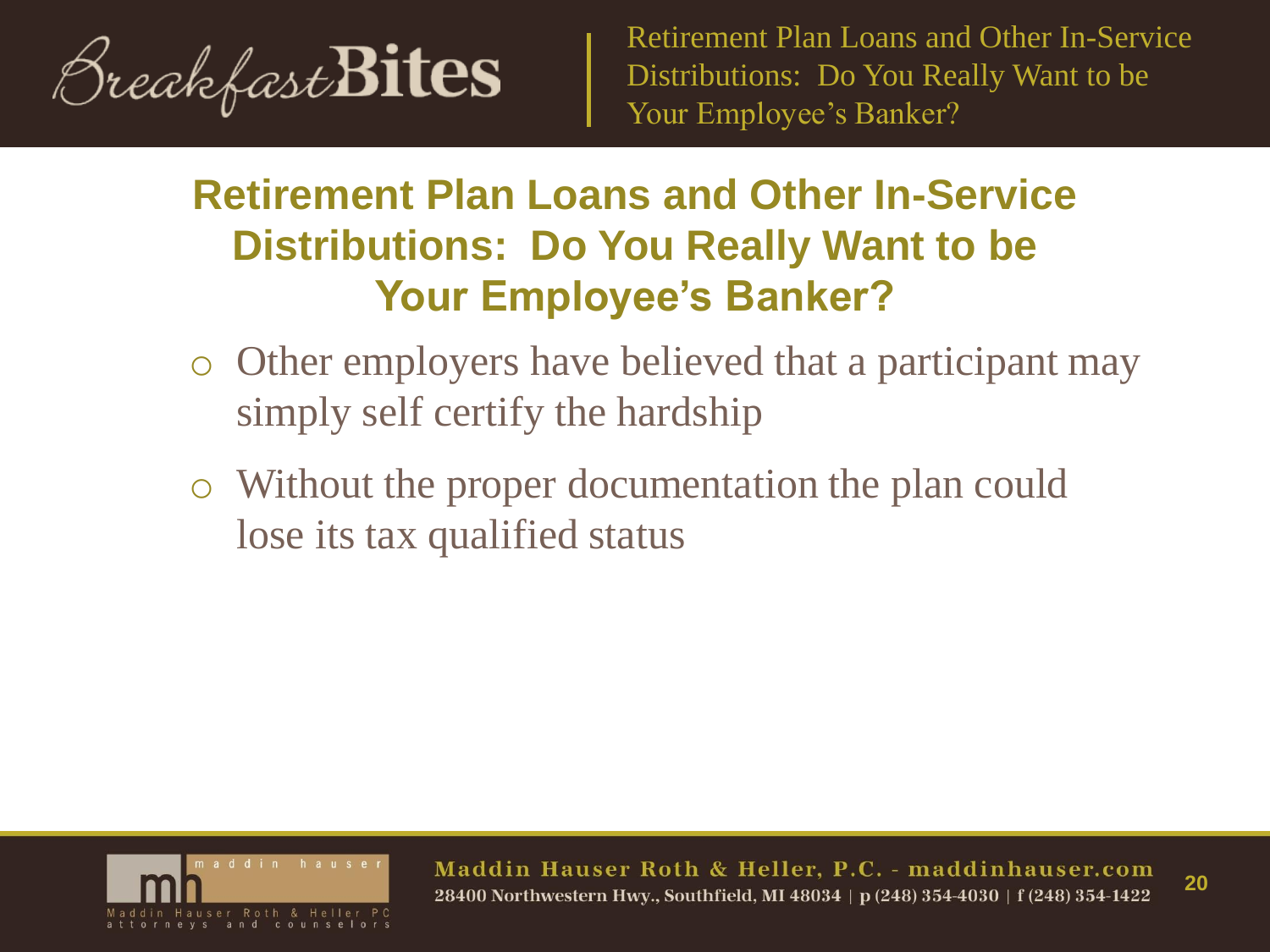## Retirement Plan Loans and Other In-Service Distributions: Do You Really Want to be Your Employee's Banker?

- Other employers have believed that a participant may simply self certify the hardship
- Without the proper documentation the plan could lose its tax qualified status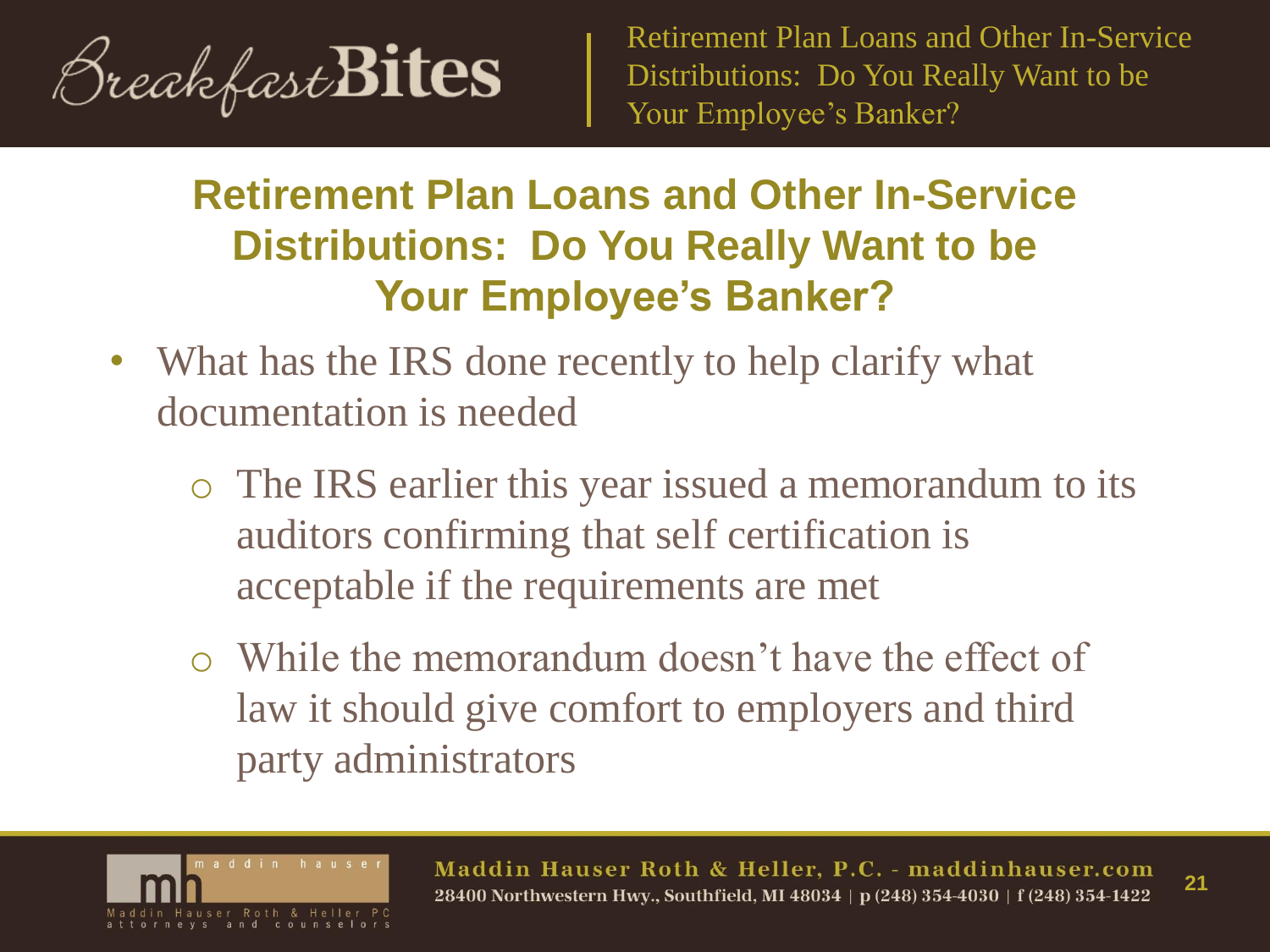## Retirement Plan Loans and Other In-Service Distributions: Do You Really Want to be Your Employee's Banker?

- What has the IRS done recently to help clarify what documentation is needed
  - The IRS earlier this year issued a memorandum to its auditors confirming that self certification is acceptable if the requirements are met
  - While the memorandum doesn't have the effect of law it should give comfort to employers and third party administrators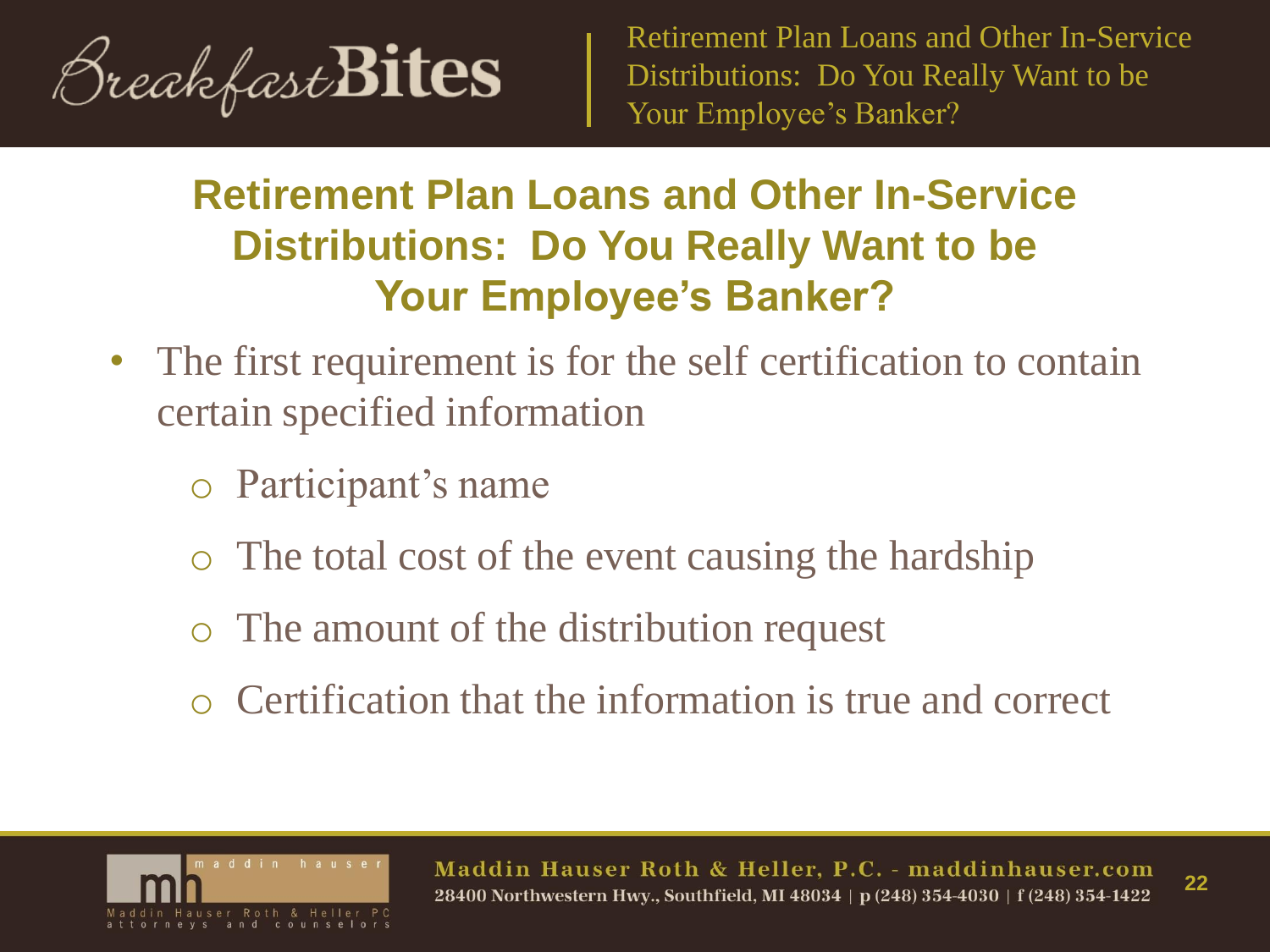## Retirement Plan Loans and Other In-Service Distributions: Do You Really Want to be Your Employee's Banker?

- The first requirement is for the self certification to contain certain specified information
  - Participant's name
  - The total cost of the event causing the hardship
  - The amount of the distribution request
  - Certification that the information is true and correct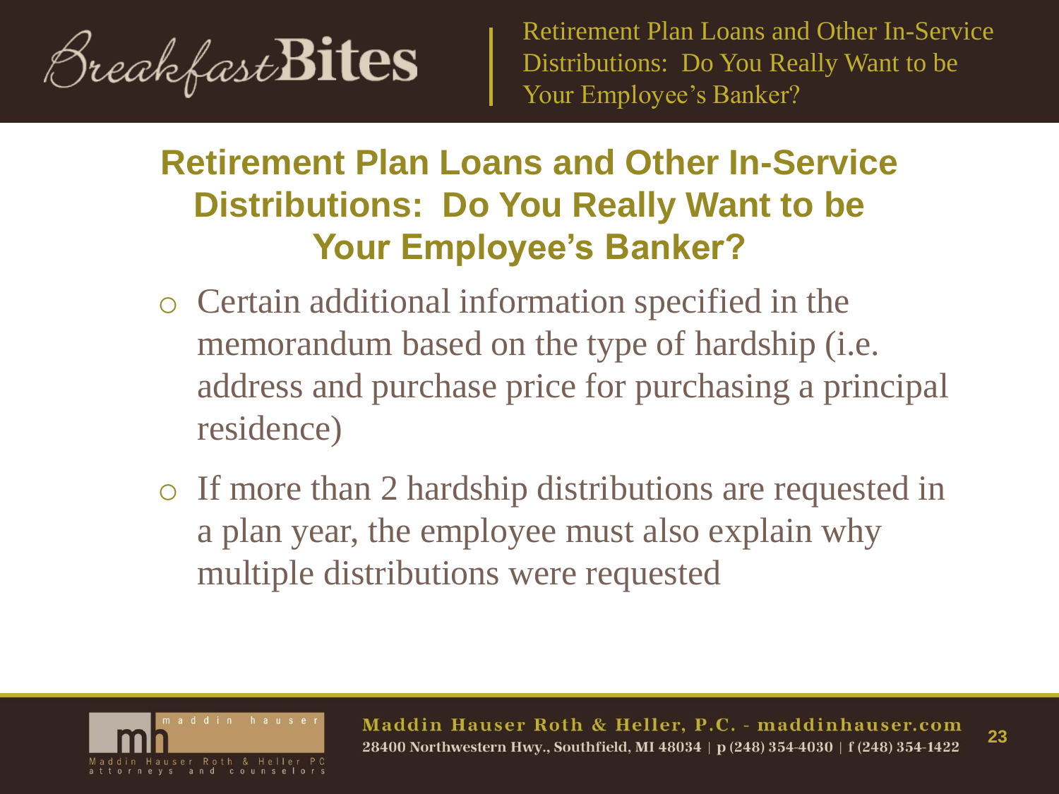## Retirement Plan Loans and Other In-Service Distributions: Do You Really Want to be Your Employee's Banker?

- Certain additional information specified in the memorandum based on the type of hardship (i.e. address and purchase price for purchasing a principal residence)
- If more than 2 hardship distributions are requested in a plan year, the employee must also explain why multiple distributions were requested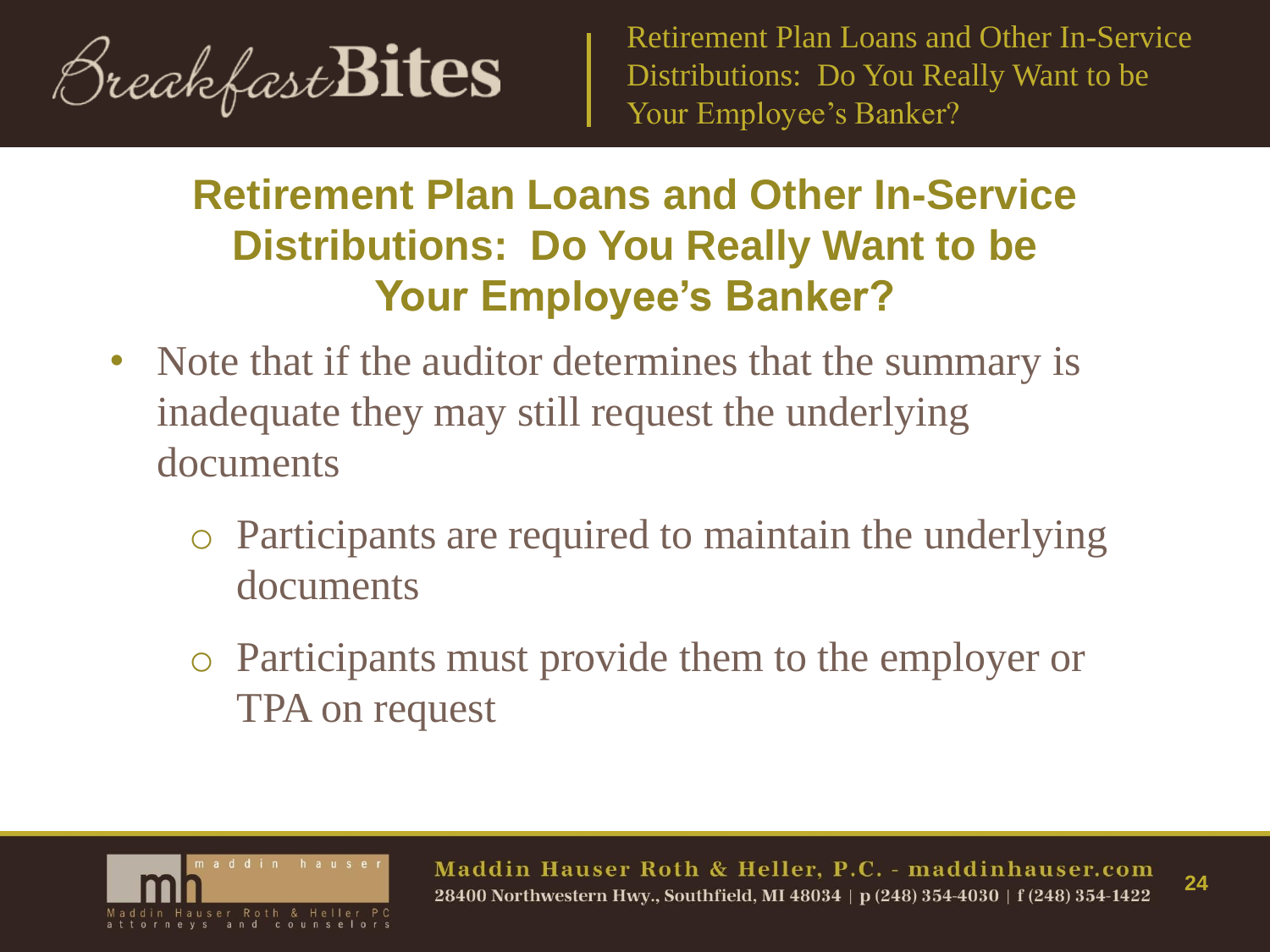## Retirement Plan Loans and Other In-Service Distributions: Do You Really Want to be Your Employee's Banker?

- Note that if the auditor determines that the summary is inadequate they may still request the underlying documents
  - Participants are required to maintain the underlying documents
  - Participants must provide them to the employer or TPA on request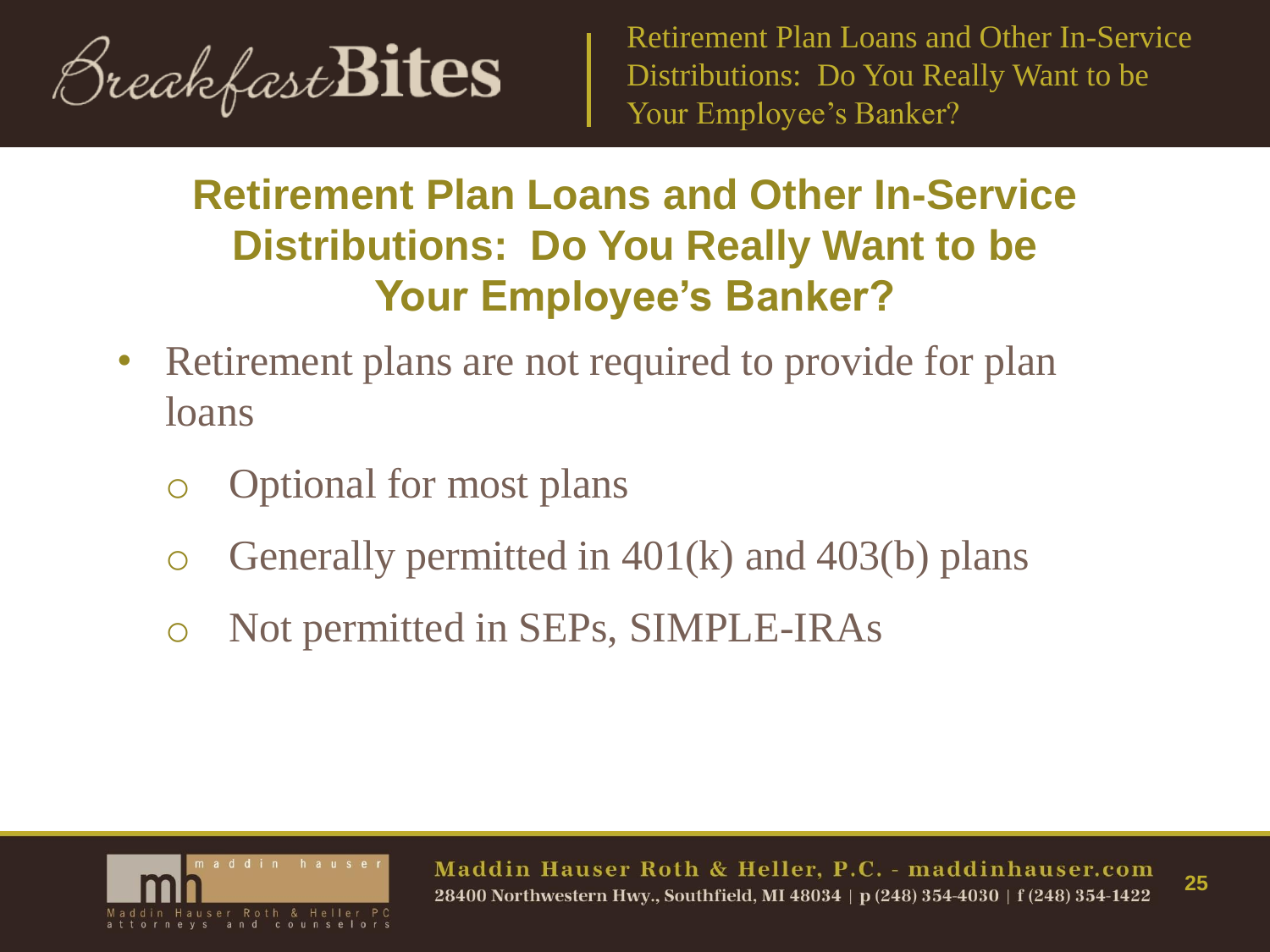## Retirement Plan Loans and Other In-Service Distributions: Do You Really Want to be Your Employee's Banker?

- Retirement plans are not required to provide for plan loans
  - Optional for most plans
  - Generally permitted in 401(k) and 403(b) plans
  - Not permitted in SEPs, SIMPLE-IRAs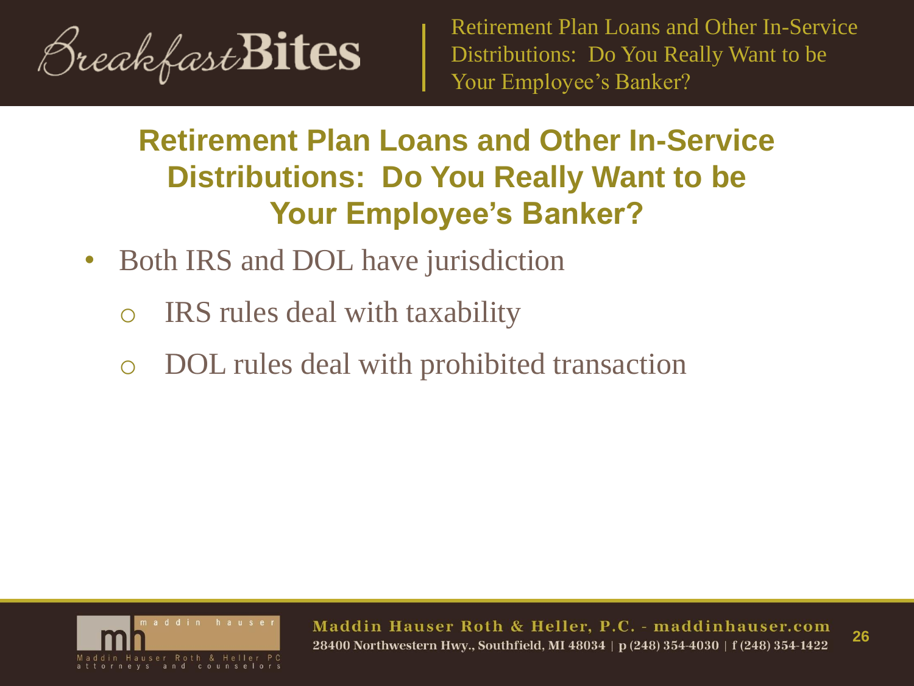## Retirement Plan Loans and Other In-Service Distributions: Do You Really Want to be Your Employee's Banker?

- Both IRS and DOL have jurisdiction
  - IRS rules deal with taxability
  - DOL rules deal with prohibited transaction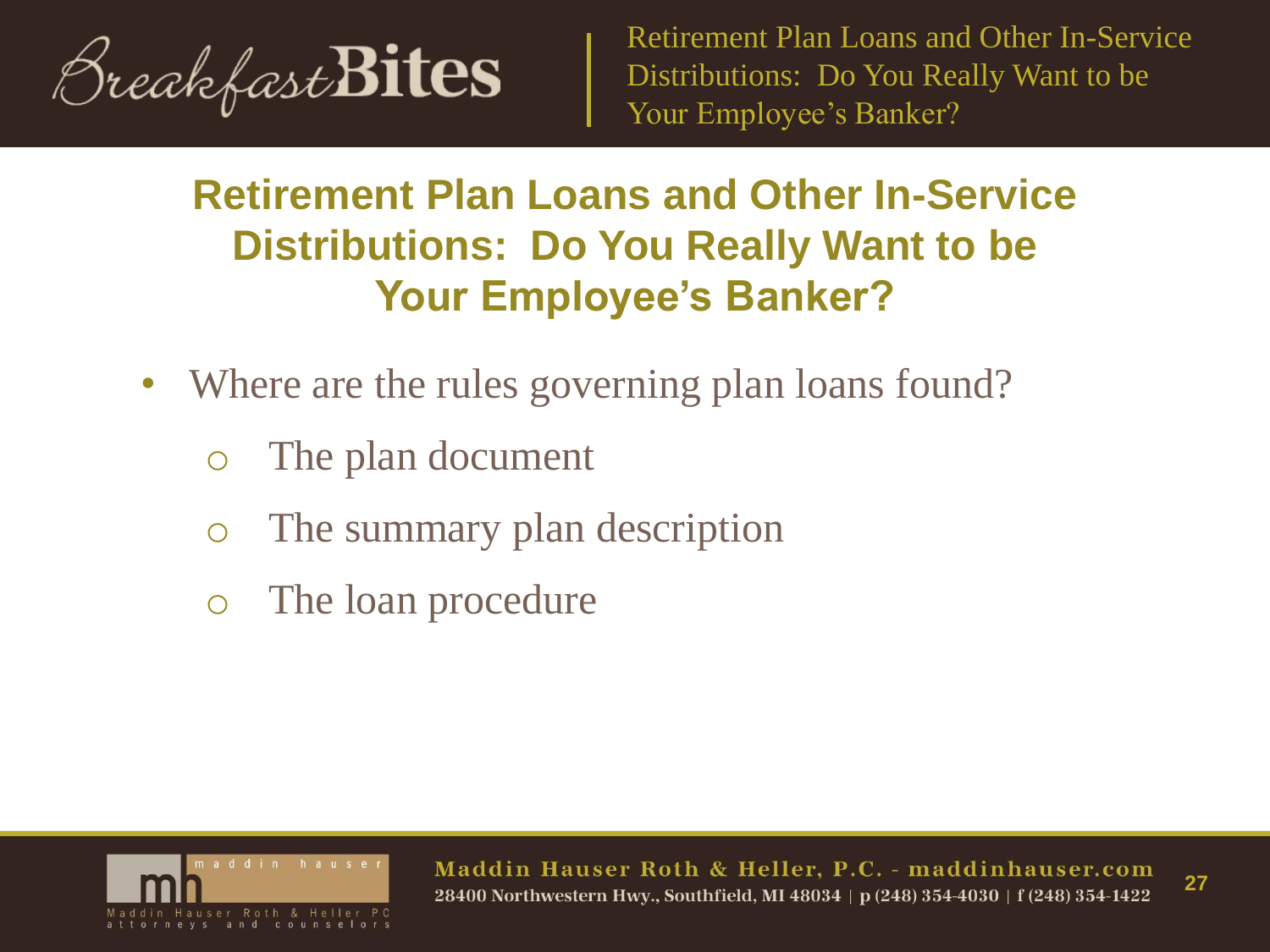## Retirement Plan Loans and Other In-Service Distributions: Do You Really Want to be Your Employee's Banker?

- Where are the rules governing plan loans found?
  - The plan document
  - The summary plan description
  - The loan procedure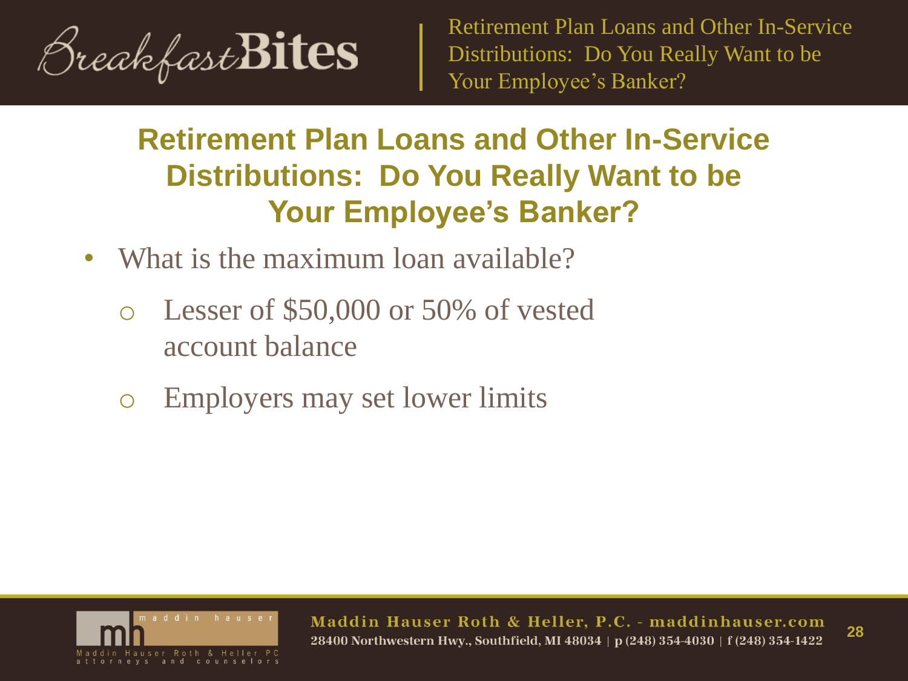## Retirement Plan Loans and Other In-Service Distributions: Do You Really Want to be Your Employee's Banker?

- What is the maximum loan available?
  - Lesser of $50,000 or 50% of vested account balance
  - Employers may set lower limits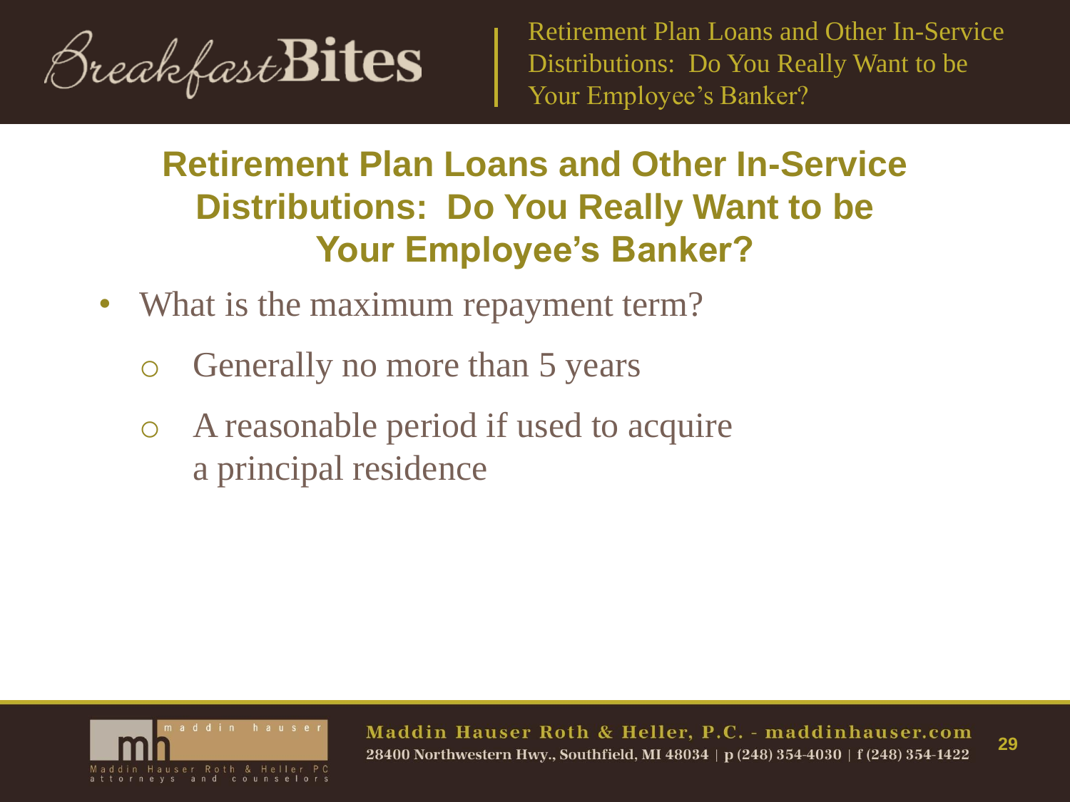## Retirement Plan Loans and Other In-Service Distributions: Do You Really Want to be Your Employee's Banker?

- What is the maximum repayment term?
  - Generally no more than 5 years
  - A reasonable period if used to acquire a principal residence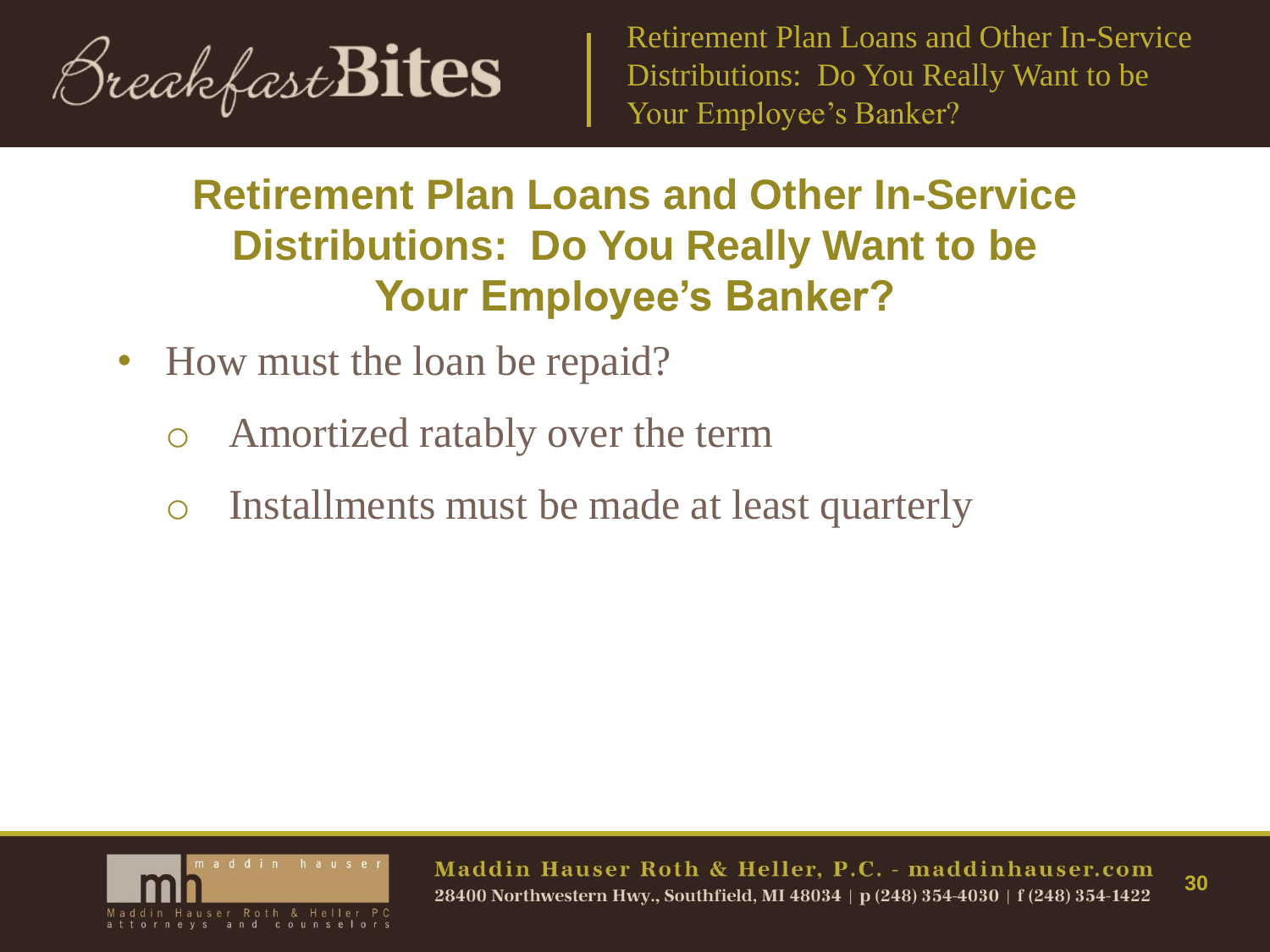## Retirement Plan Loans and Other In-Service Distributions: Do You Really Want to be Your Employee's Banker?

- How must the loan be repaid?
  - Amortized ratably over the term
  - Installments must be made at least quarterly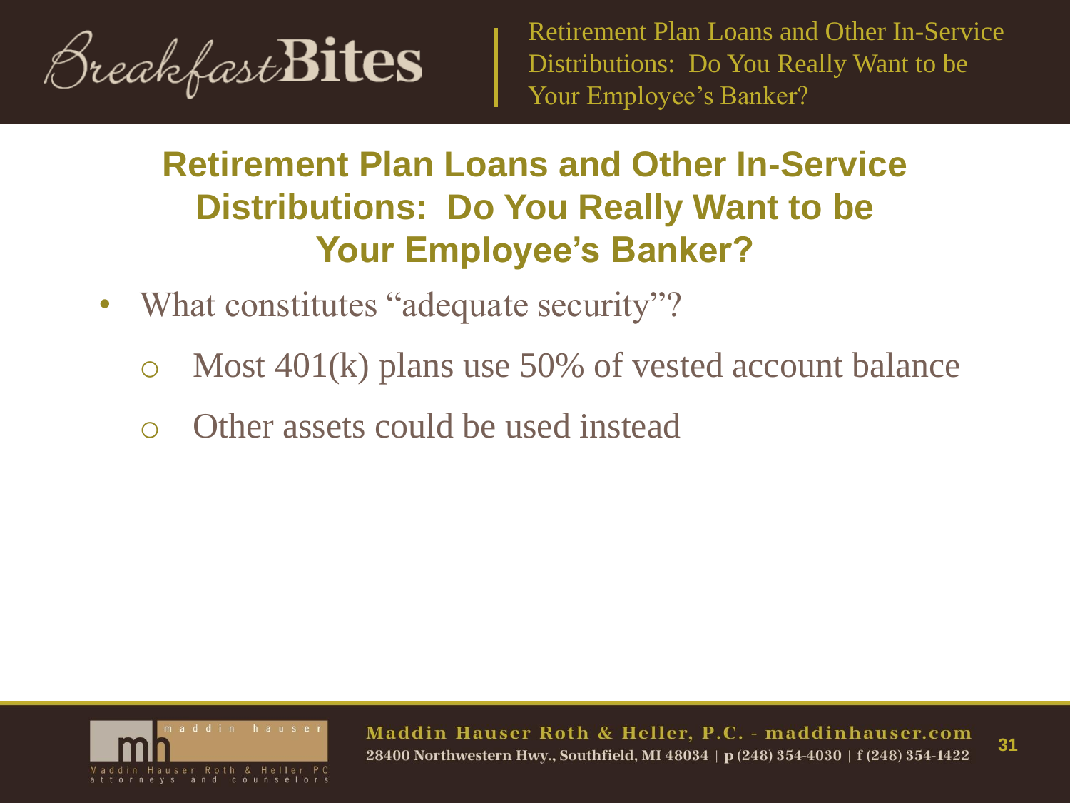## Retirement Plan Loans and Other In-Service Distributions: Do You Really Want to be Your Employee's Banker?

- What constitutes "adequate security"?
  - Most 401(k) plans use 50% of vested account balance
  - Other assets could be used instead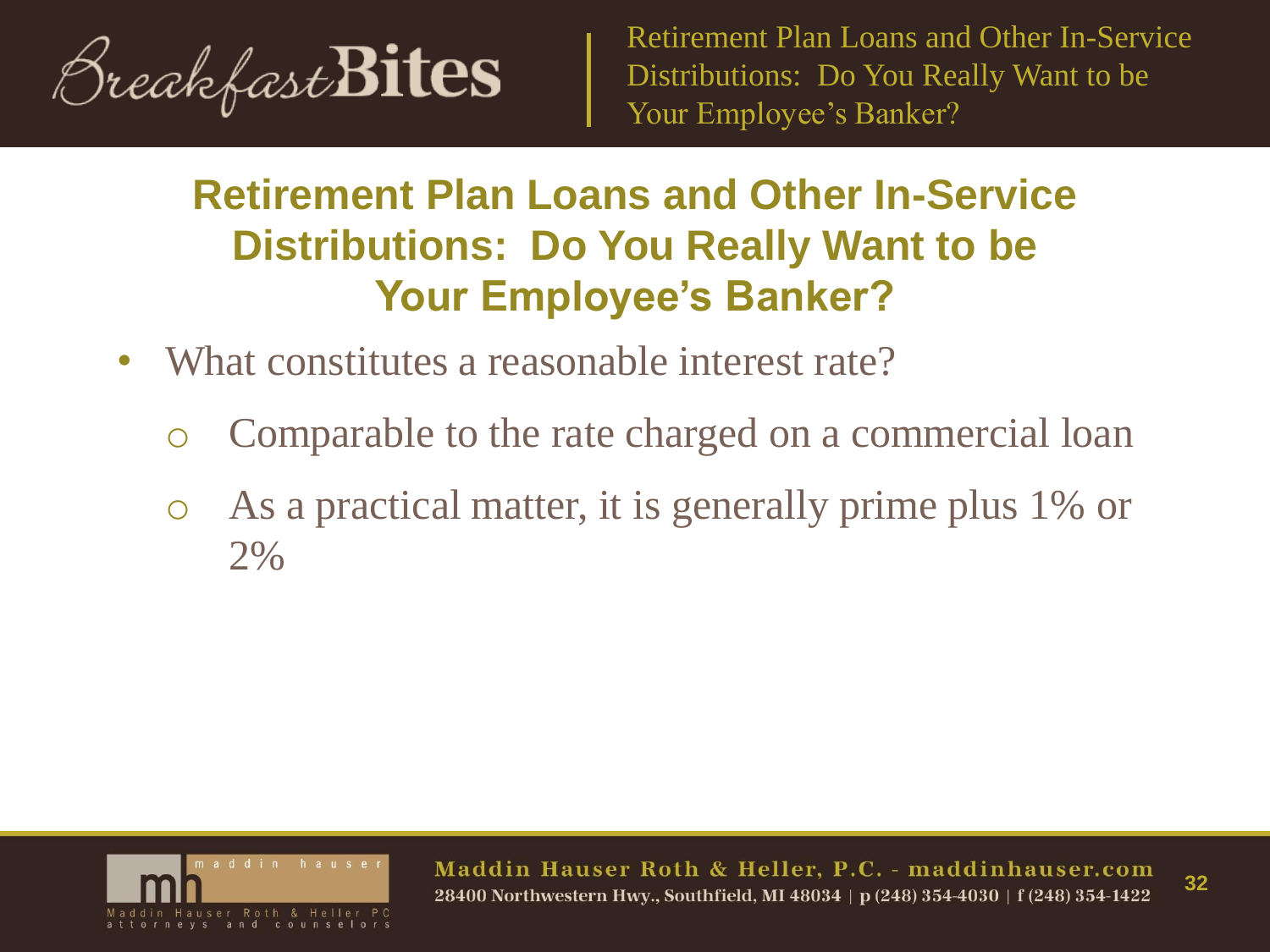## Retirement Plan Loans and Other In-Service Distributions: Do You Really Want to be Your Employee's Banker?

- What constitutes a reasonable interest rate?
  - Comparable to the rate charged on a commercial loan
  - As a practical matter, it is generally prime plus 1% or 2%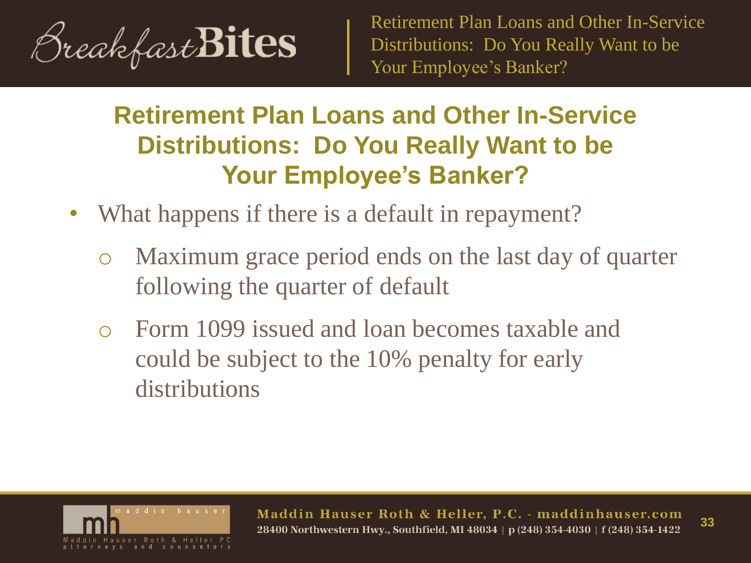## Retirement Plan Loans and Other In-Service Distributions: Do You Really Want to be Your Employee's Banker?

- What happens if there is a default in repayment?
  - Maximum grace period ends on the last day of quarter following the quarter of default
  - Form 1099 issued and loan becomes taxable and could be subject to the 10% penalty for early distributions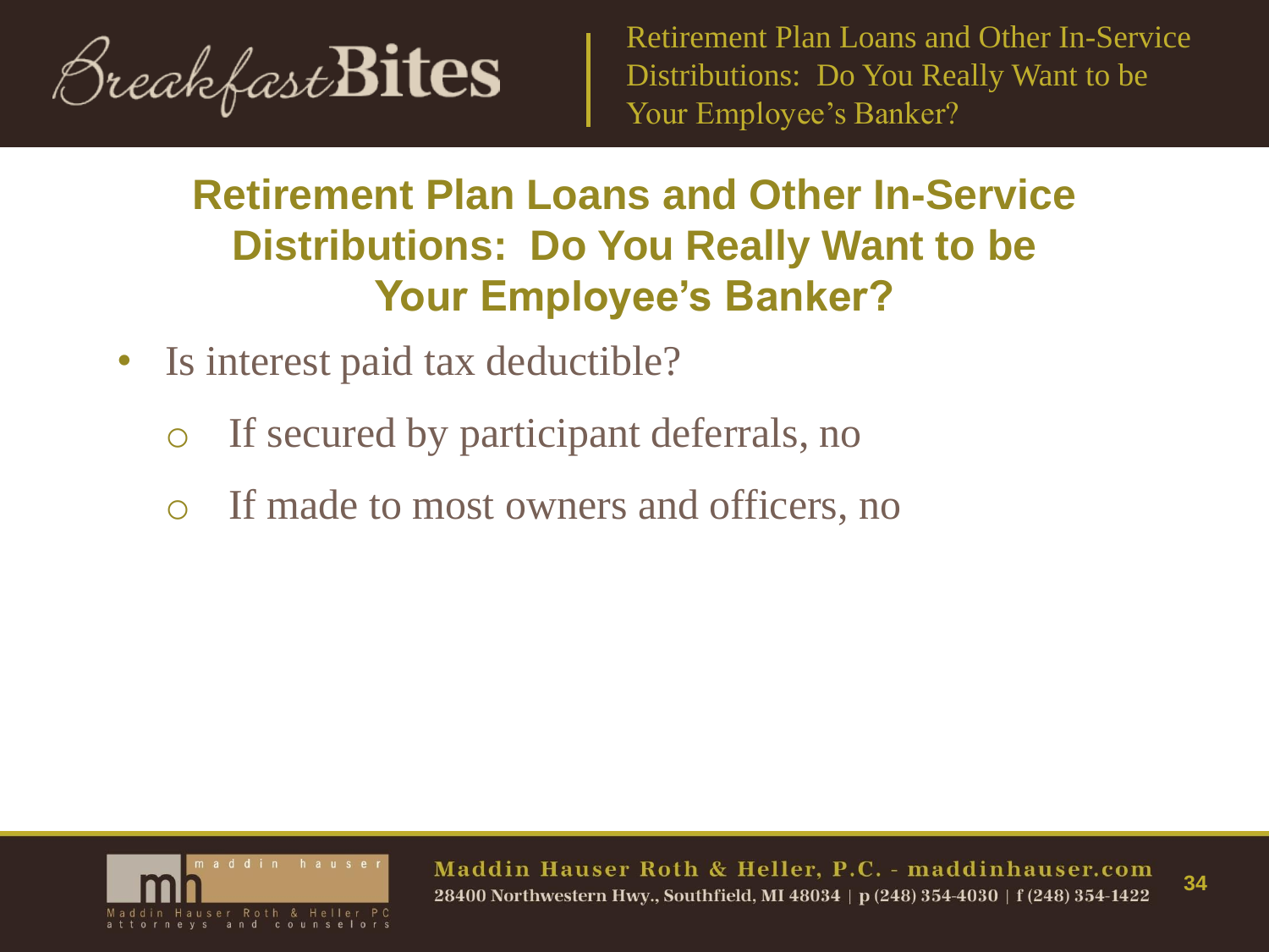## Retirement Plan Loans and Other In-Service Distributions: Do You Really Want to be Your Employee's Banker?

- Is interest paid tax deductible?
  - If secured by participant deferrals, no
  - If made to most owners and officers, no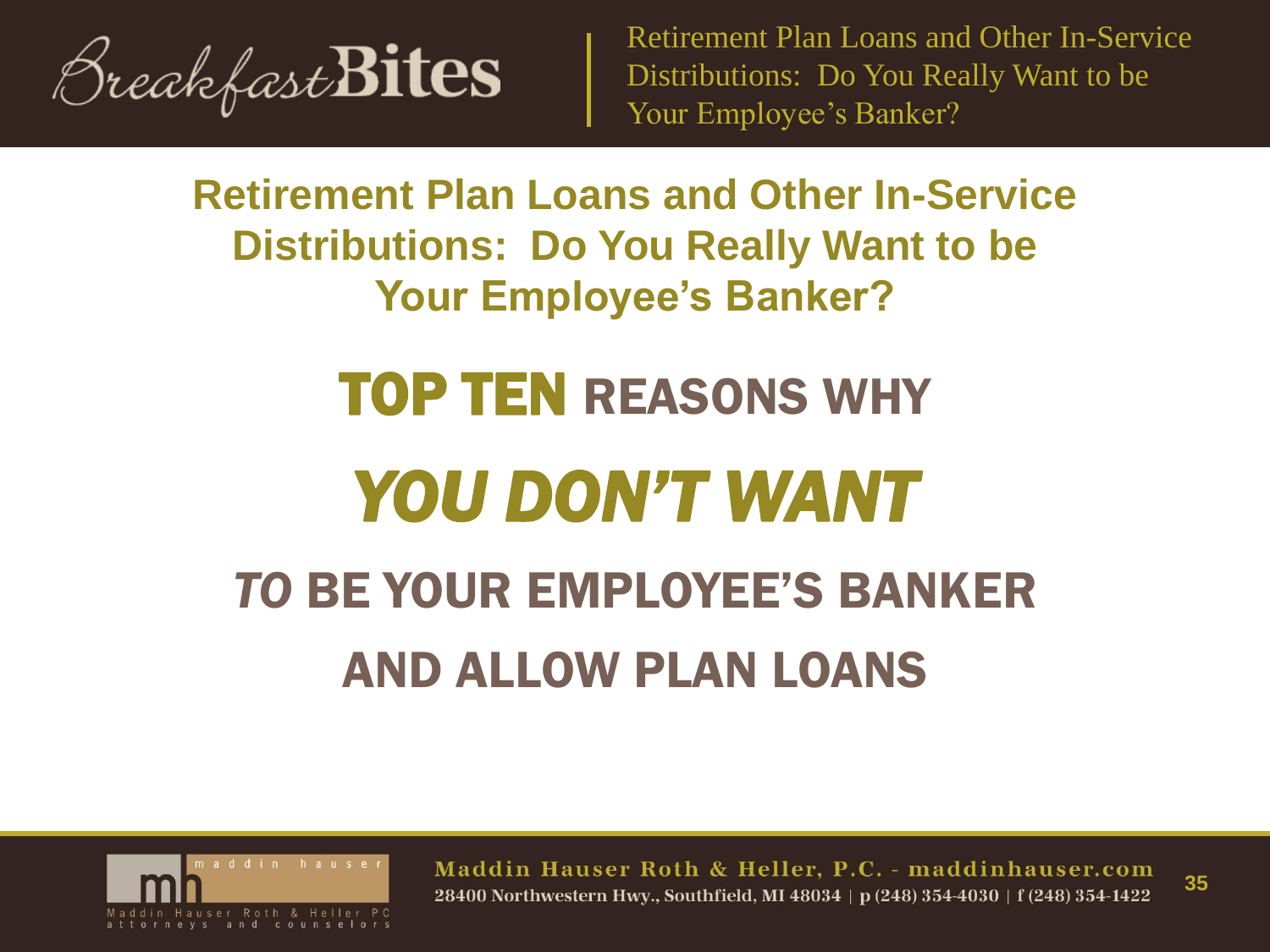## Retirement Plan Loans and Other In-Service Distributions: Do You Really Want to be Your Employee's Banker?

# TOP TEN REASONS WHY *YOU DON'T WANT* *TO* BE YOUR EMPLOYEE'S BANKER AND ALLOW PLAN LOANS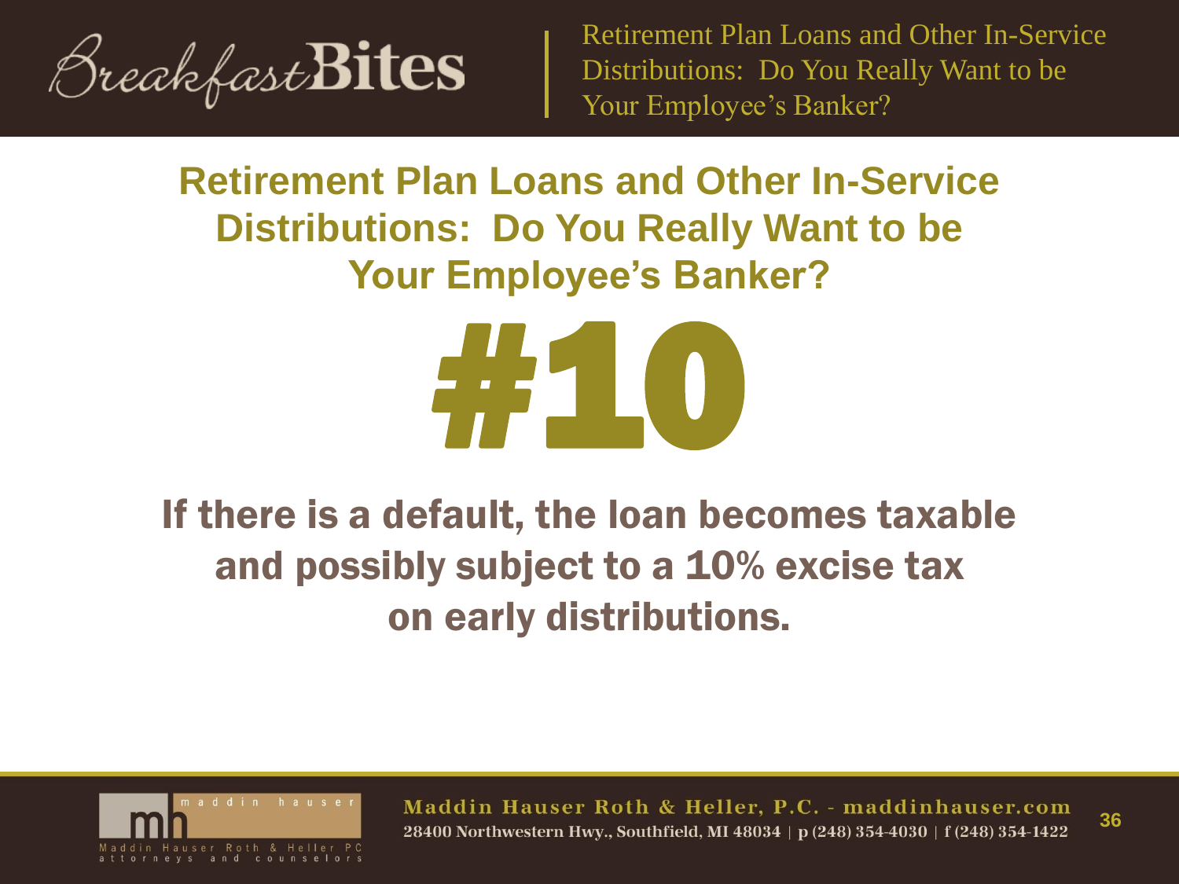## Retirement Plan Loans and Other In-Service Distributions: Do You Really Want to be Your Employee's Banker?

# #10

**If there is a default, the loan becomes taxable and possibly subject to a 10% excise tax on early distributions.**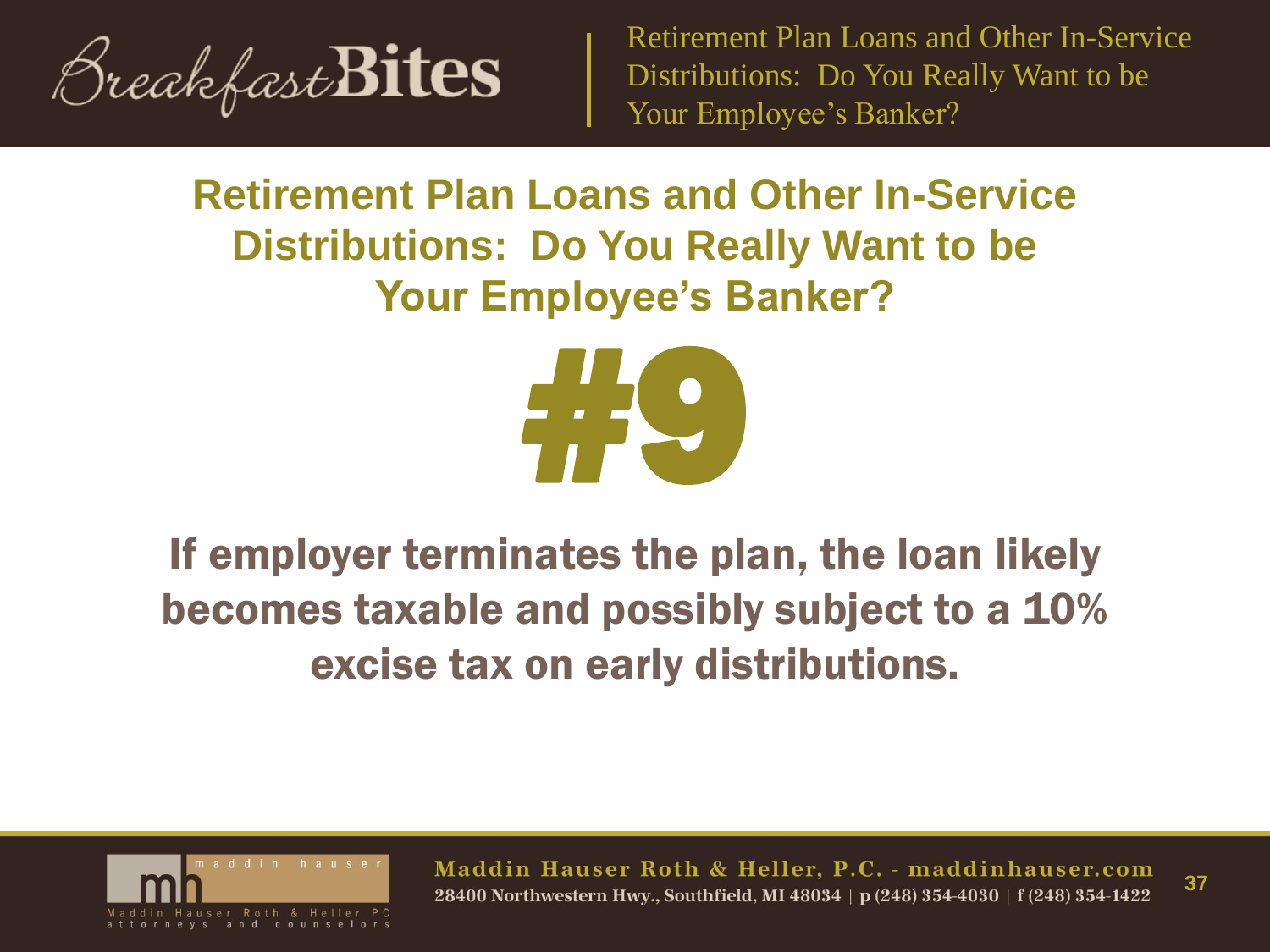## Retirement Plan Loans and Other In-Service Distributions: Do You Really Want to be Your Employee's Banker?

# #9

**If employer terminates the plan, the loan likely becomes taxable and possibly subject to a 10% excise tax on early distributions.**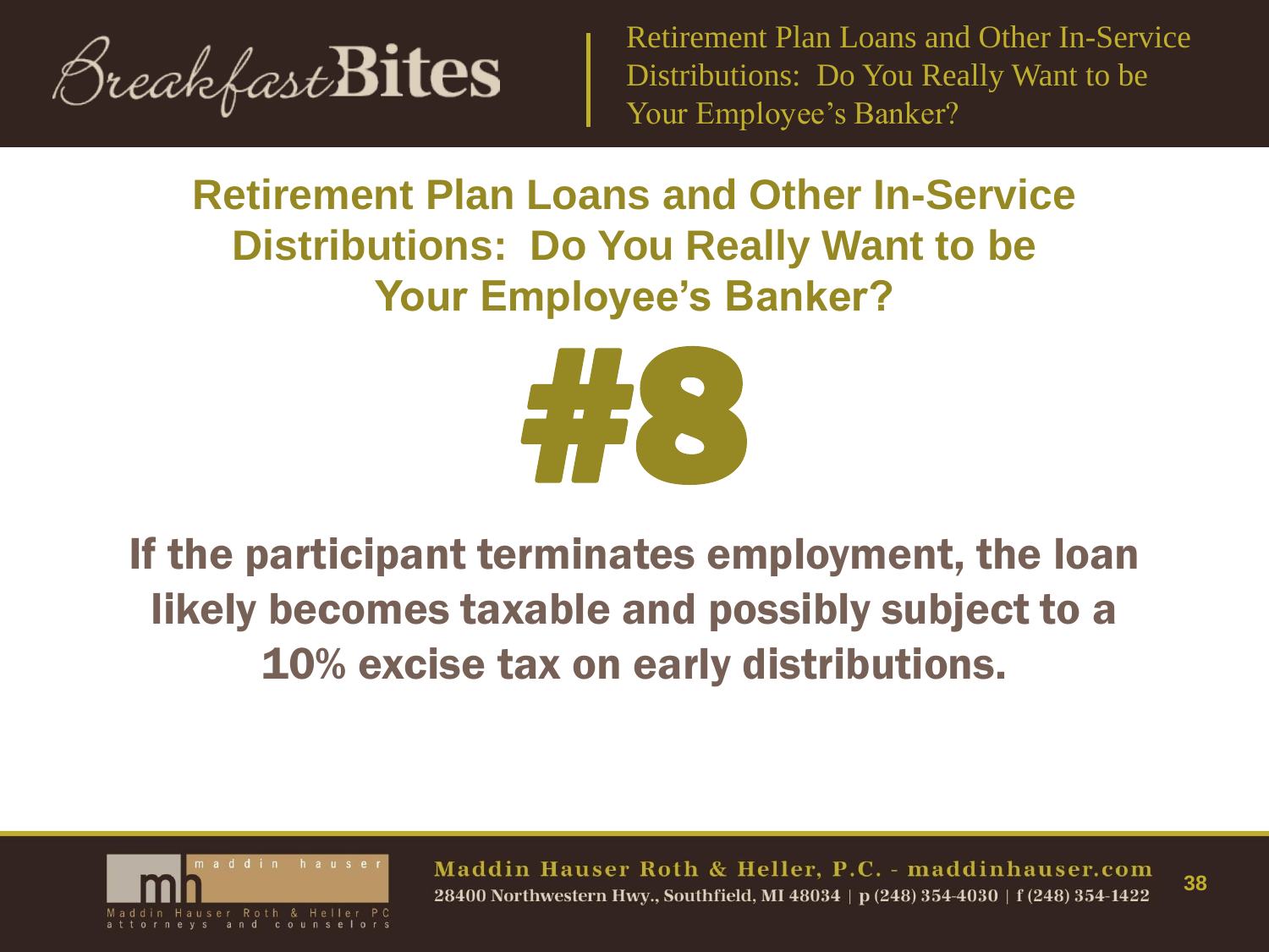# Retirement Plan Loans and Other In-Service Distributions: Do You Really Want to be Your Employee's Banker?

## #8

**If the participant terminates employment, the loan likely becomes taxable and possibly subject to a 10% excise tax on early distributions.**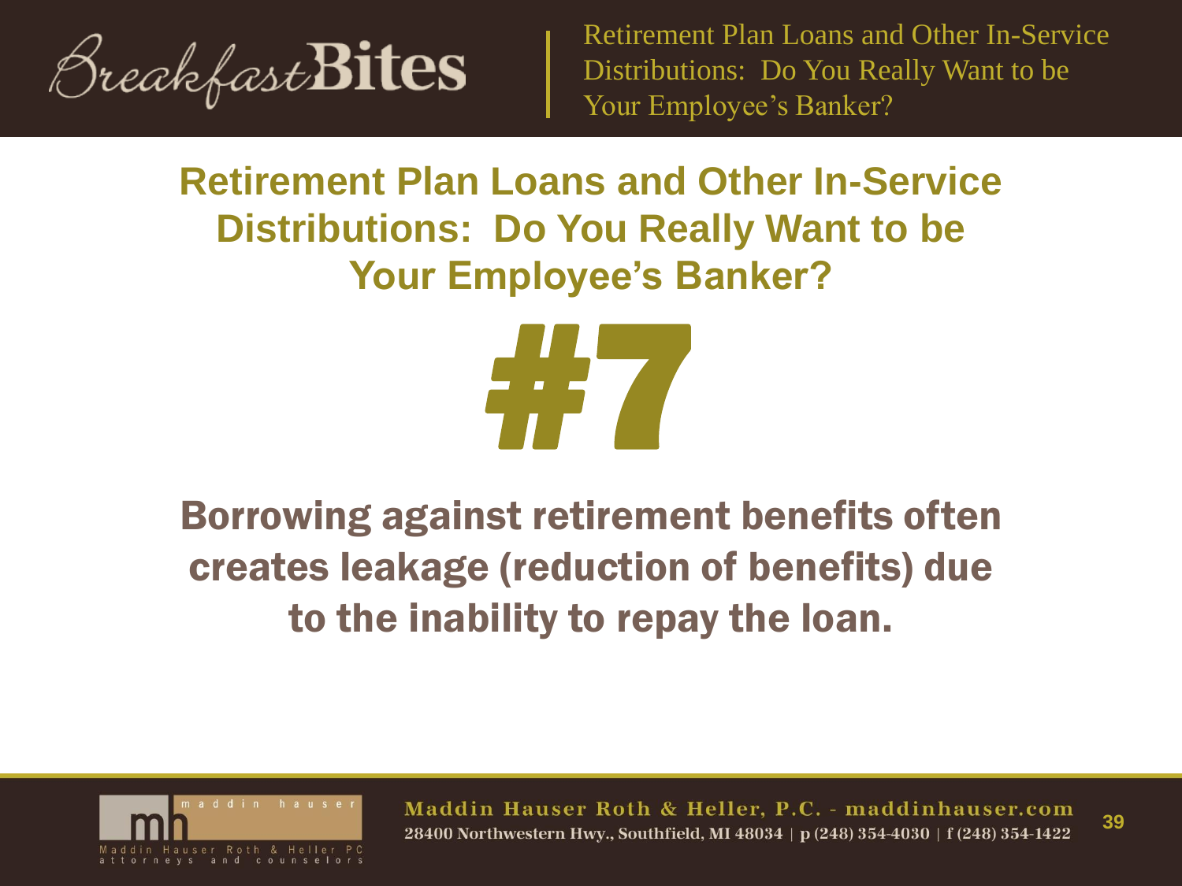## Retirement Plan Loans and Other In-Service Distributions: Do You Really Want to be Your Employee's Banker?

# #7

**Borrowing against retirement benefits often creates leakage (reduction of benefits) due to the inability to repay the loan.**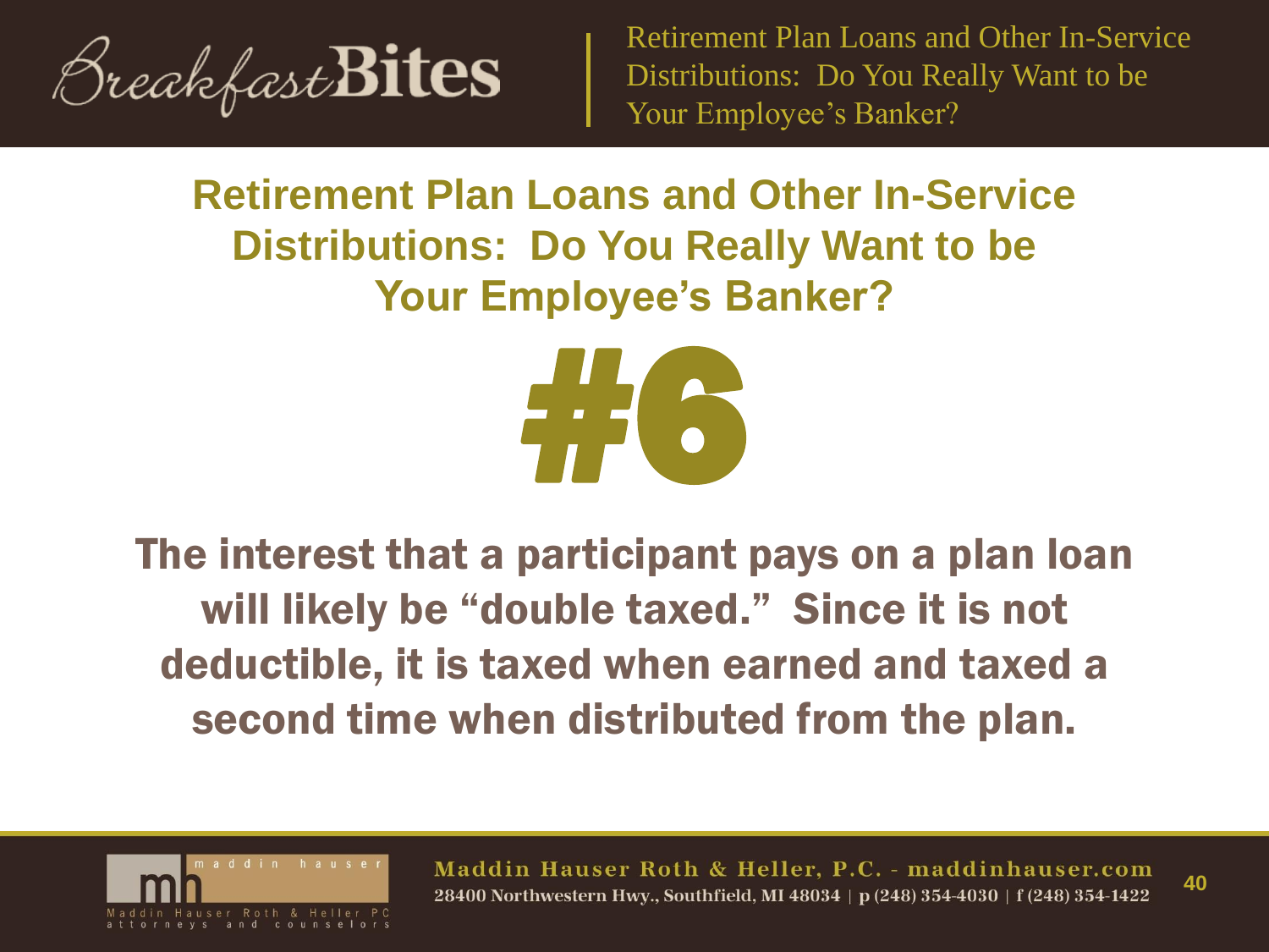## Retirement Plan Loans and Other In-Service Distributions: Do You Really Want to be Your Employee's Banker?

# #6

**The interest that a participant pays on a plan loan will likely be "double taxed." Since it is not deductible, it is taxed when earned and taxed a second time when distributed from the plan.**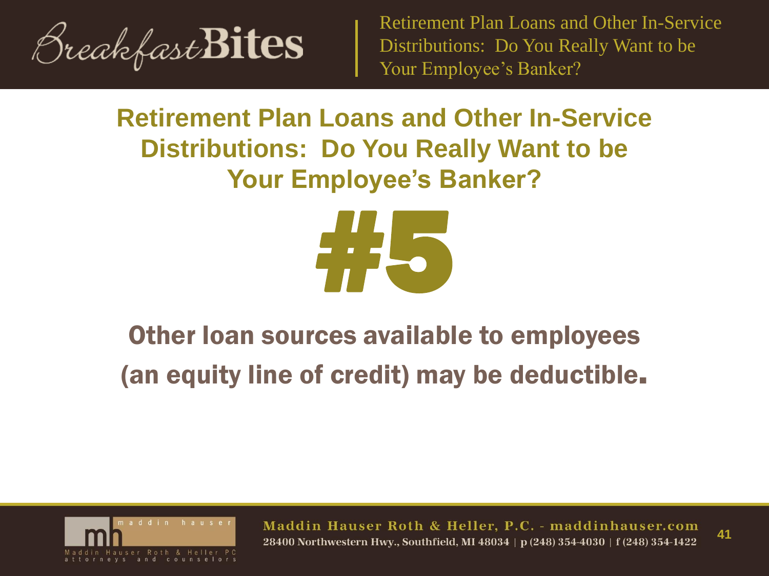## Retirement Plan Loans and Other In-Service Distributions: Do You Really Want to be Your Employee's Banker?

# #5

**Other loan sources available to employees (an equity line of credit) may be deductible.**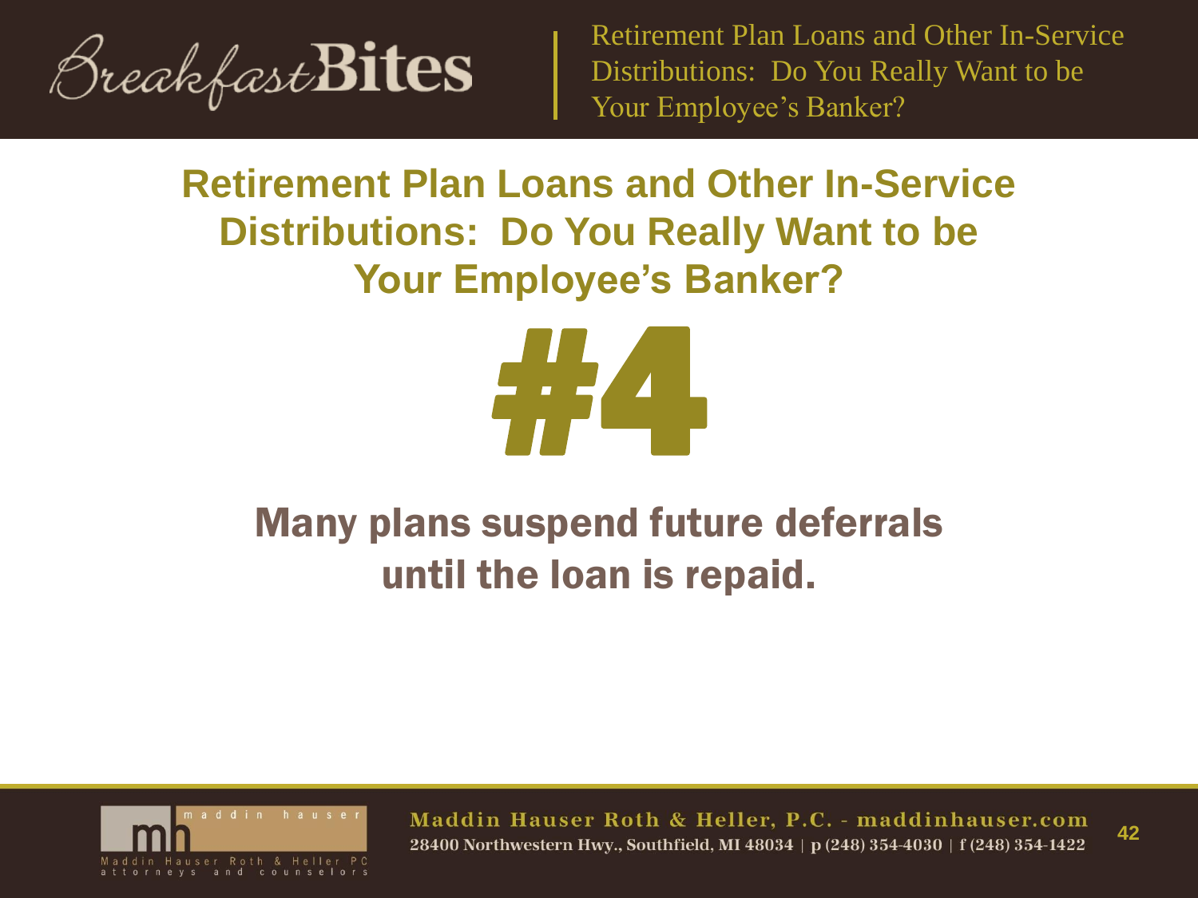## Retirement Plan Loans and Other In-Service Distributions: Do You Really Want to be Your Employee's Banker?

# #4

**Many plans suspend future deferrals until the loan is repaid.**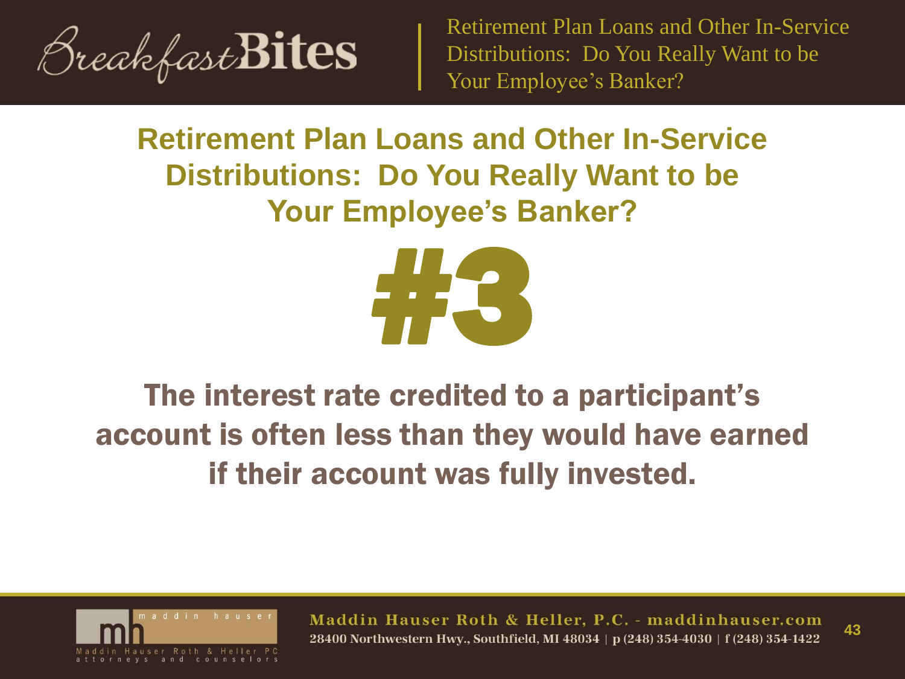## Retirement Plan Loans and Other In-Service Distributions: Do You Really Want to be Your Employee's Banker?

# #3

**The interest rate credited to a participant's account is often less than they would have earned if their account was fully invested.**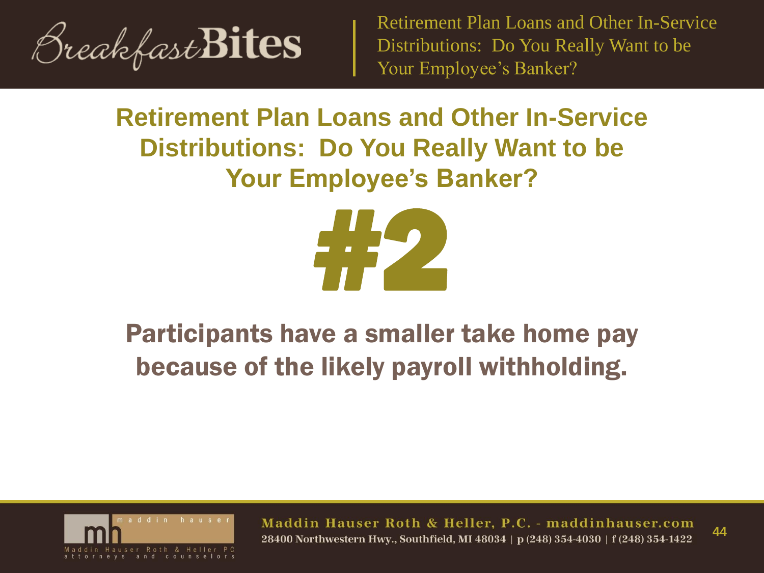## Retirement Plan Loans and Other In-Service Distributions: Do You Really Want to be Your Employee's Banker?

# #2

**Participants have a smaller take home pay because of the likely payroll withholding.**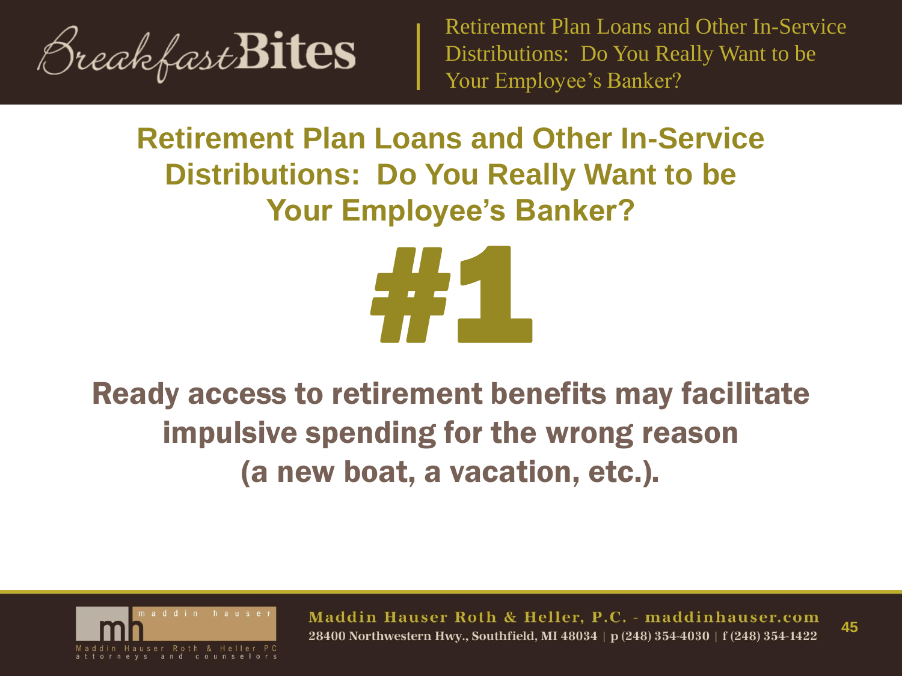# Retirement Plan Loans and Other In-Service Distributions: Do You Really Want to be Your Employee's Banker?

## #1

**Ready access to retirement benefits may facilitate impulsive spending for the wrong reason (a new boat, a vacation, etc.).**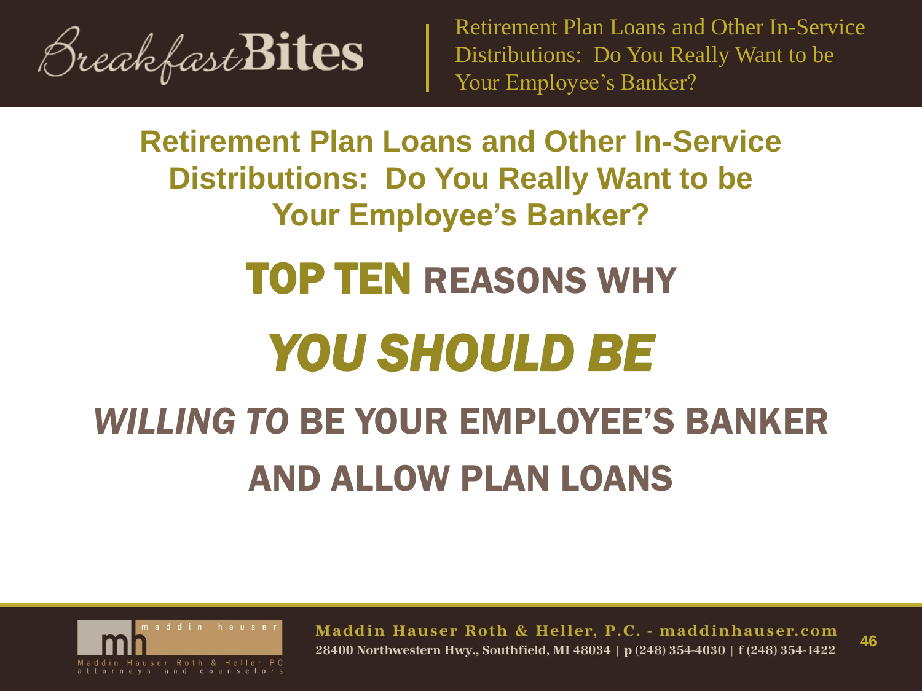## Retirement Plan Loans and Other In-Service Distributions: Do You Really Want to be Your Employee's Banker?

# TOP TEN REASONS WHY

# *YOU SHOULD BE*

# *WILLING TO* BE YOUR EMPLOYEE'S BANKER AND ALLOW PLAN LOANS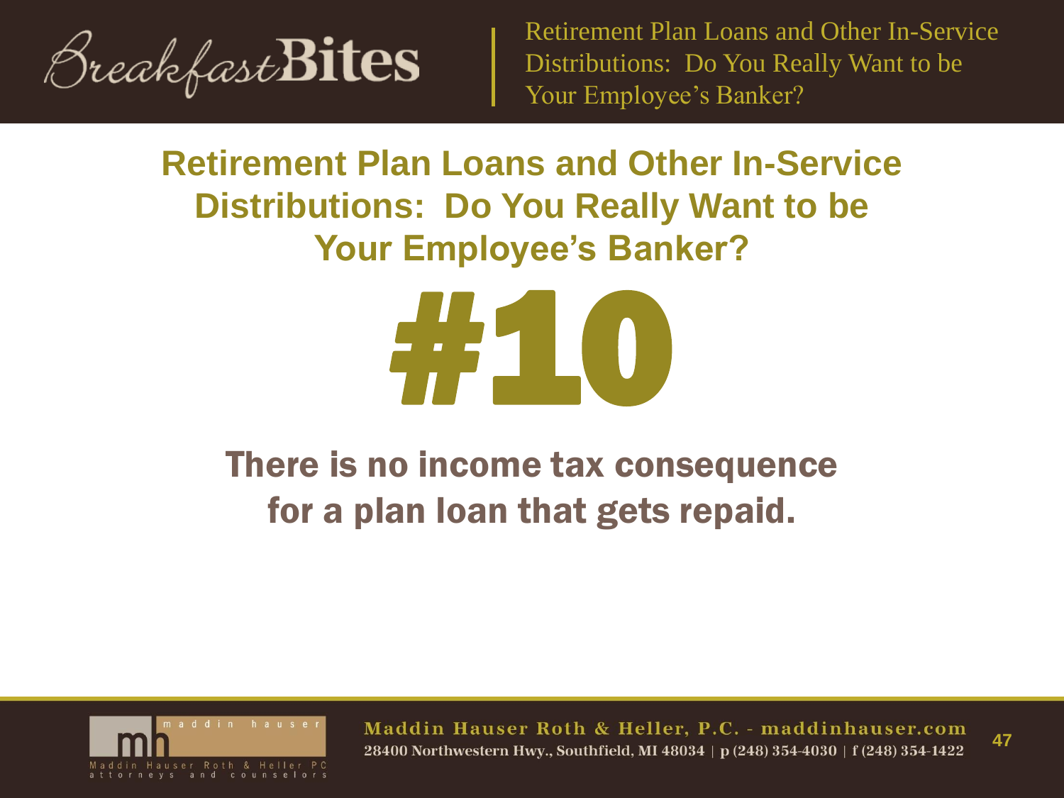## Retirement Plan Loans and Other In-Service Distributions: Do You Really Want to be Your Employee's Banker?

# #10

**There is no income tax consequence for a plan loan that gets repaid.**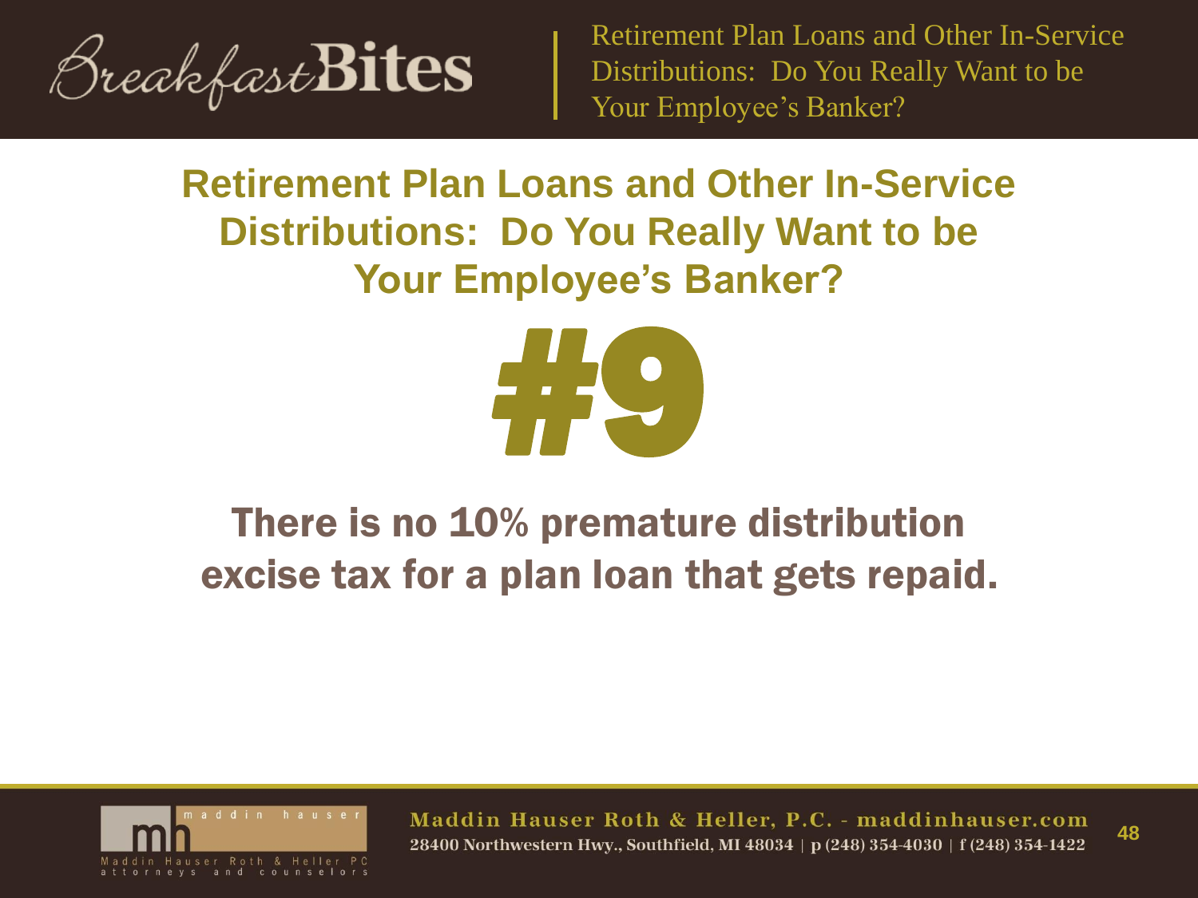# Retirement Plan Loans and Other In-Service Distributions: Do You Really Want to be Your Employee's Banker?

## #9

**There is no 10% premature distribution excise tax for a plan loan that gets repaid.**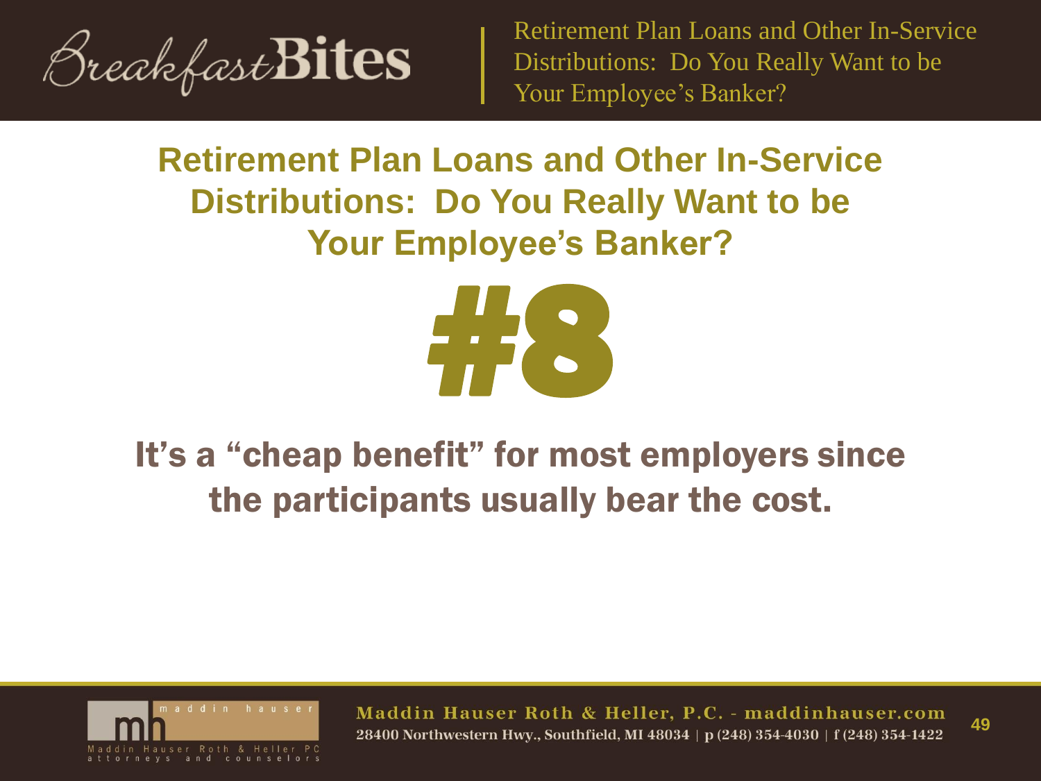## Retirement Plan Loans and Other In-Service Distributions: Do You Really Want to be Your Employee's Banker?

# #8

**It's a "cheap benefit" for most employers since the participants usually bear the cost.**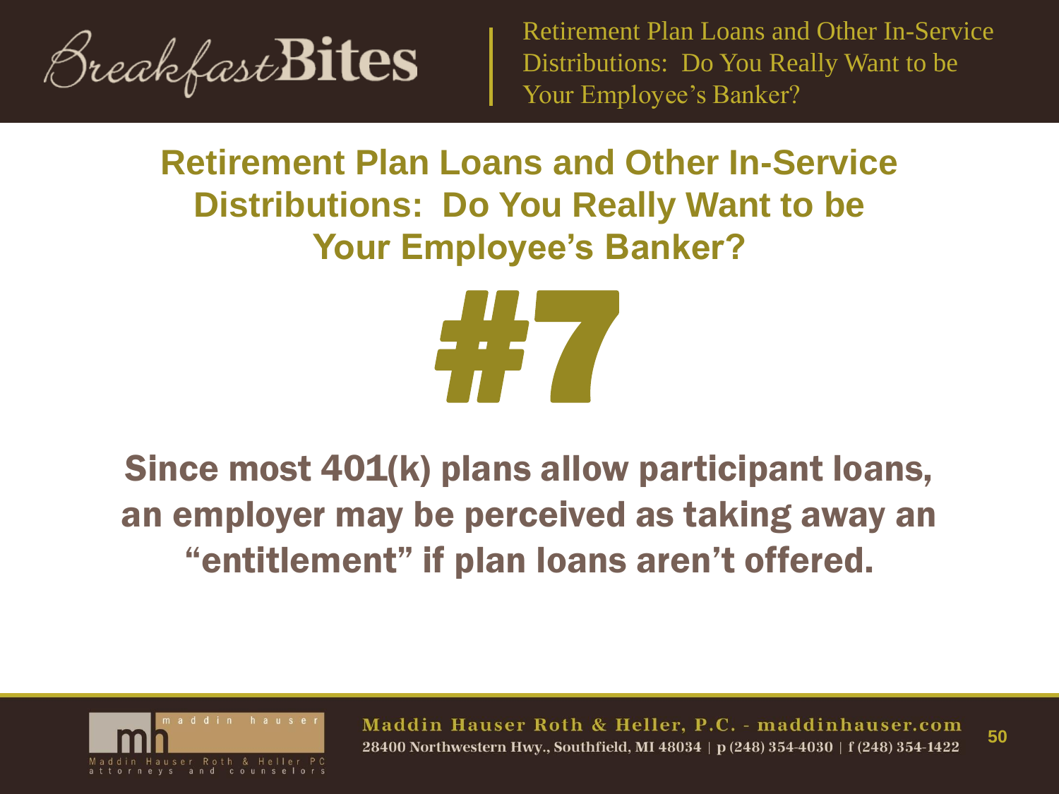## Retirement Plan Loans and Other In-Service Distributions: Do You Really Want to be Your Employee's Banker?

# #7

**Since most 401(k) plans allow participant loans, an employer may be perceived as taking away an "entitlement" if plan loans aren't offered.**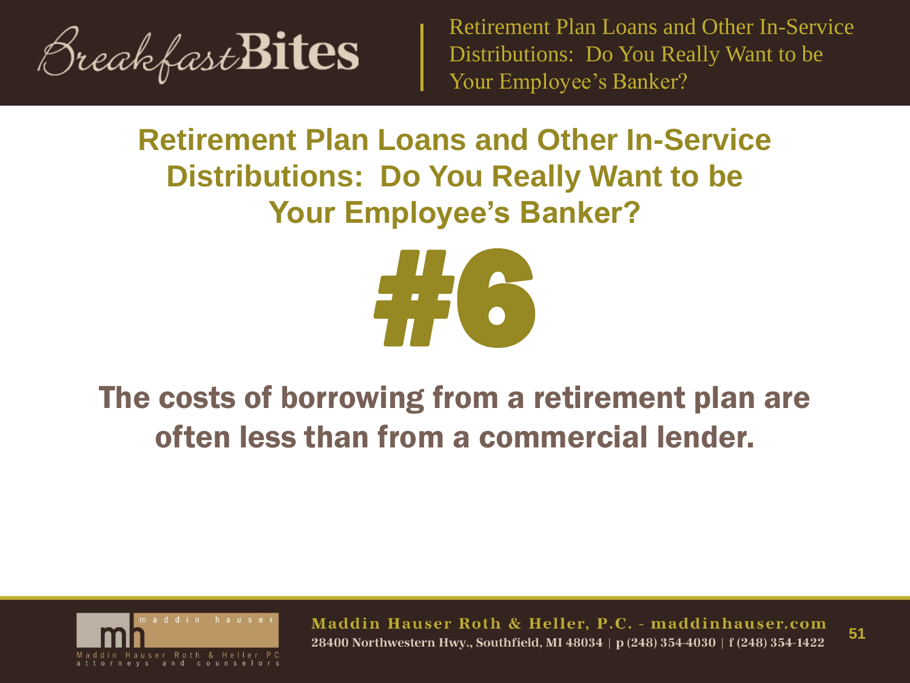# Retirement Plan Loans and Other In-Service Distributions: Do You Really Want to be Your Employee's Banker?

## #6

**The costs of borrowing from a retirement plan are often less than from a commercial lender.**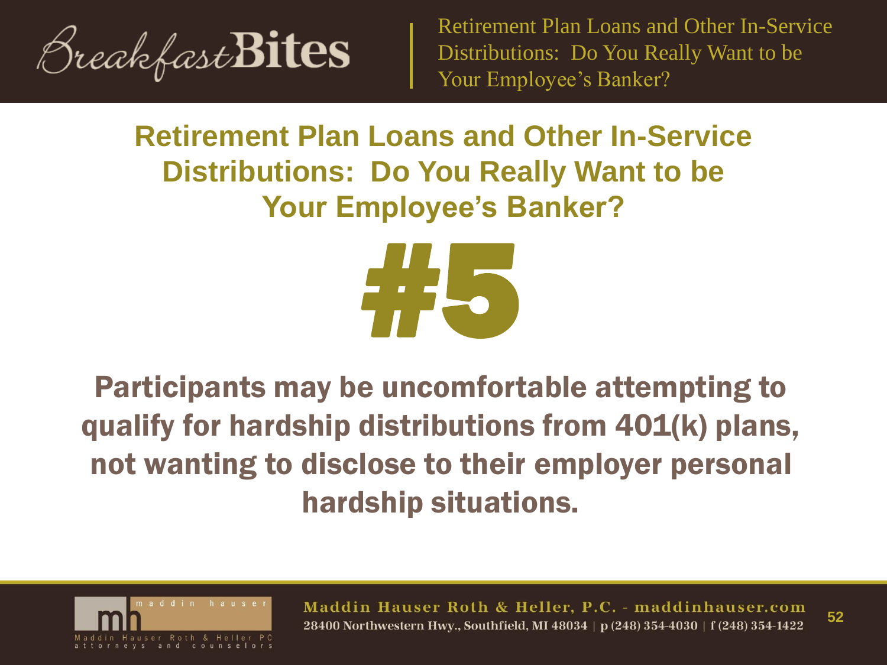## Retirement Plan Loans and Other In-Service Distributions: Do You Really Want to be Your Employee's Banker?

# #5

**Participants may be uncomfortable attempting to qualify for hardship distributions from 401(k) plans, not wanting to disclose to their employer personal hardship situations.**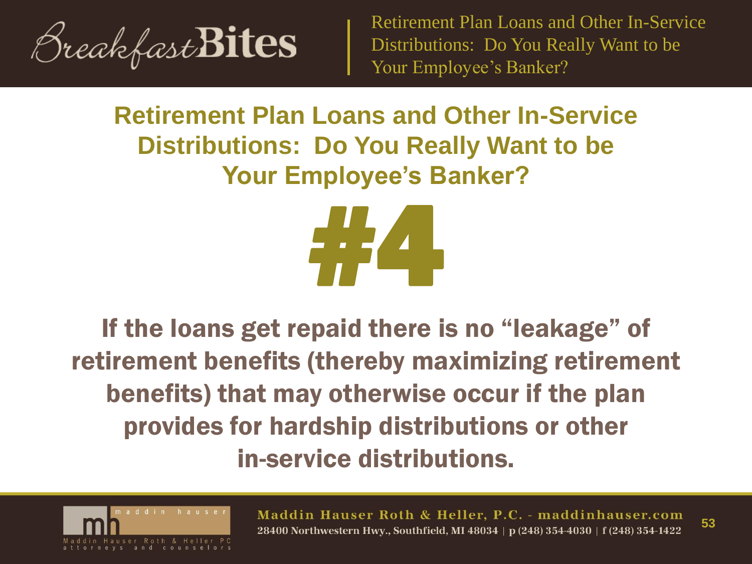## Retirement Plan Loans and Other In-Service Distributions: Do You Really Want to be Your Employee's Banker?

# #4

**If the loans get repaid there is no "leakage" of retirement benefits (thereby maximizing retirement benefits) that may otherwise occur if the plan provides for hardship distributions or other in-service distributions.**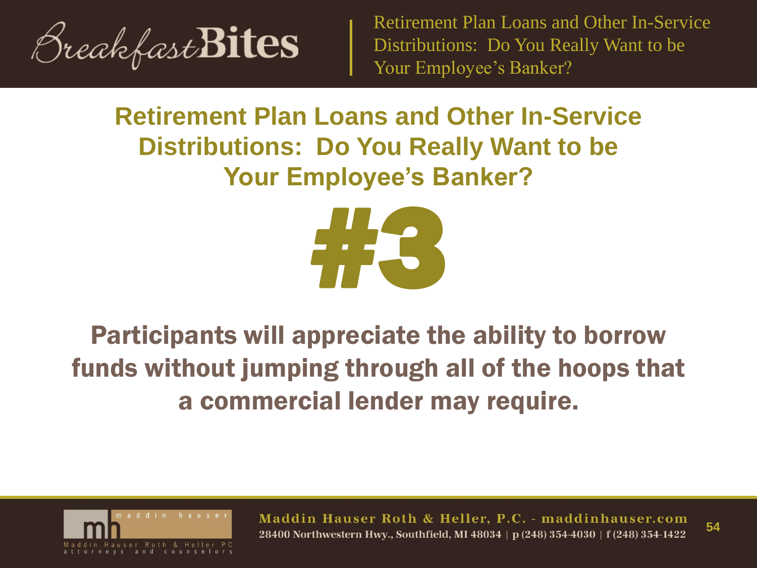## Retirement Plan Loans and Other In-Service Distributions: Do You Really Want to be Your Employee's Banker?

# #3

**Participants will appreciate the ability to borrow funds without jumping through all of the hoops that a commercial lender may require.**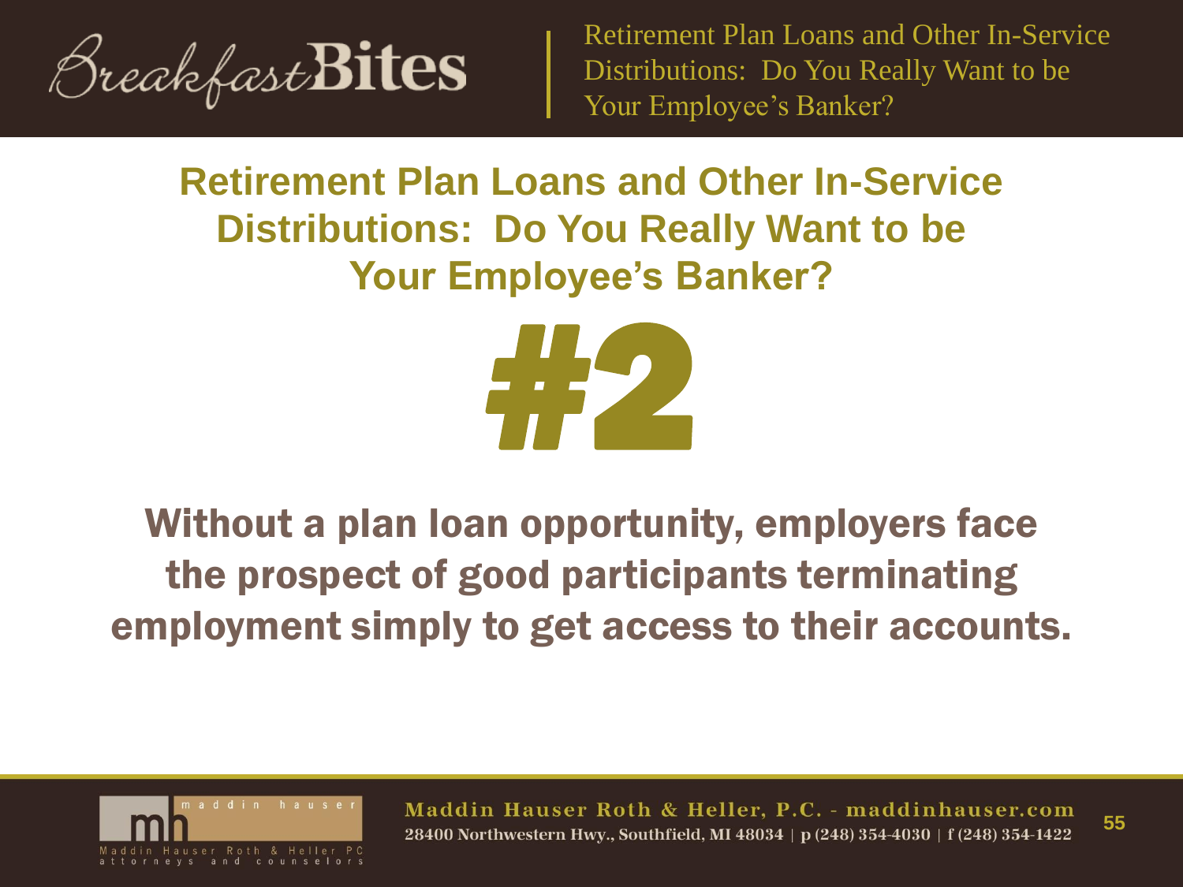## Retirement Plan Loans and Other In-Service Distributions: Do You Really Want to be Your Employee's Banker?

# #2

**Without a plan loan opportunity, employers face the prospect of good participants terminating employment simply to get access to their accounts.**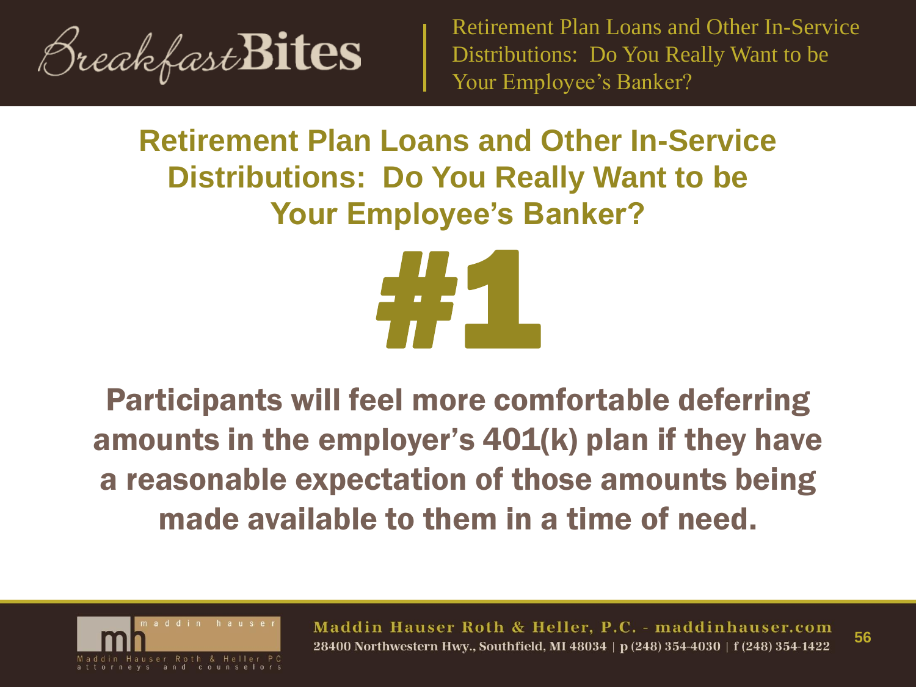# Retirement Plan Loans and Other In-Service Distributions: Do You Really Want to be Your Employee's Banker?

## #1

**Participants will feel more comfortable deferring amounts in the employer's 401(k) plan if they have a reasonable expectation of those amounts being made available to them in a time of need.**